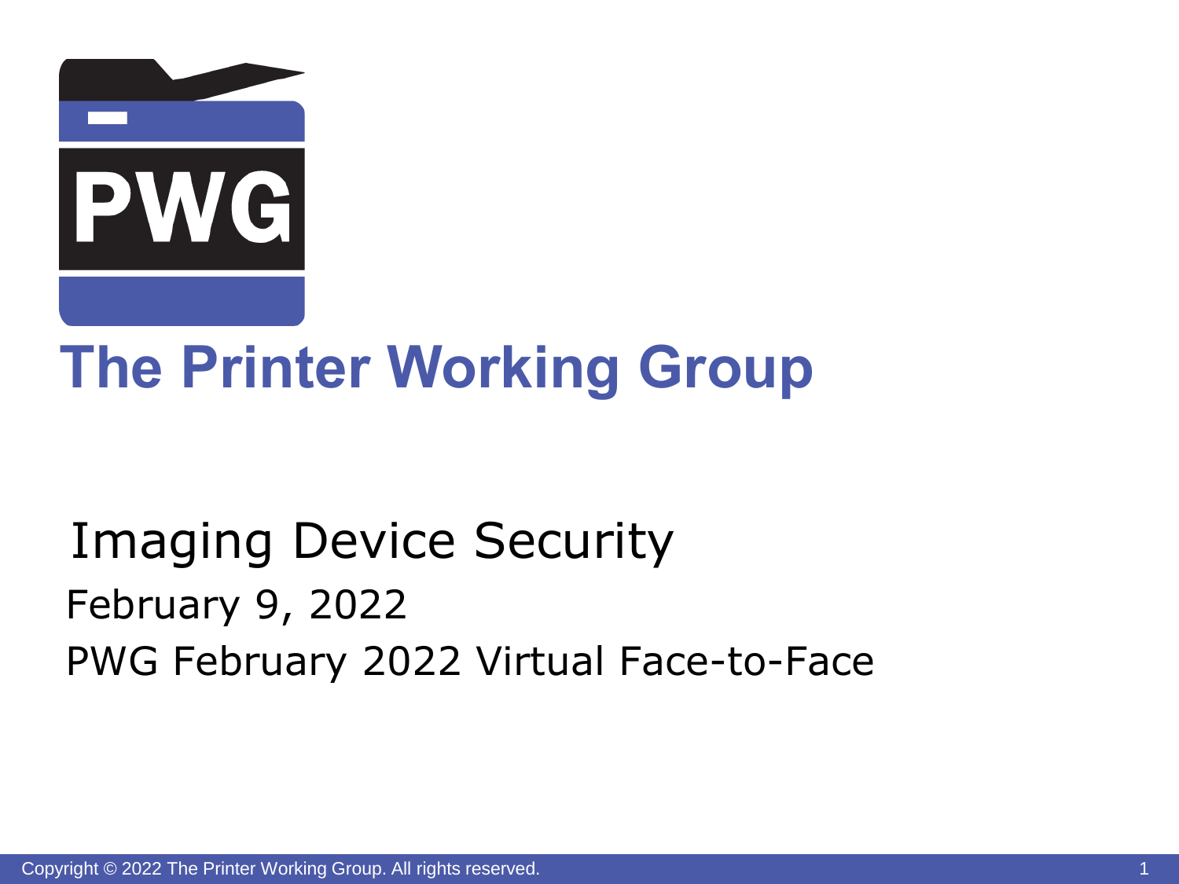# The Printer Working Group

## Imaging Device Security

February 9, 2022

PWG February 2022 Virtual Face-to-Face

Copyright © 2022 The Printer Working Group. All rights reserved.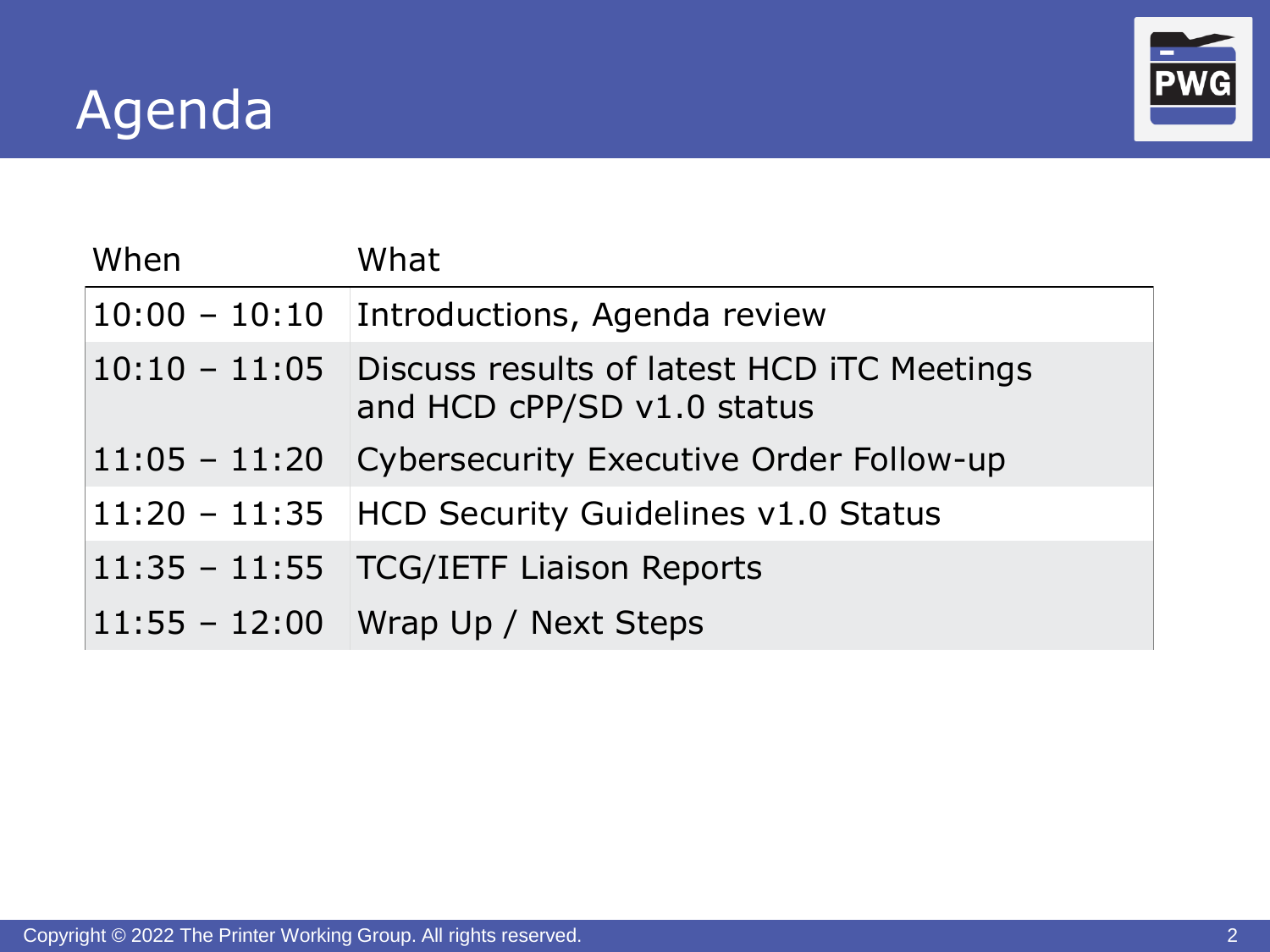# Agenda

| When | What |
| --- | --- |
| 10:00 – 10:10 | Introductions, Agenda review |
| 10:10 – 11:05 | Discuss results of latest HCD iTC Meetings and HCD cPP/SD v1.0 status |
| 11:05 – 11:20 | Cybersecurity Executive Order Follow-up |
| 11:20 – 11:35 | HCD Security Guidelines v1.0 Status |
| 11:35 – 11:55 | TCG/IETF Liaison Reports |
| 11:55 – 12:00 | Wrap Up / Next Steps |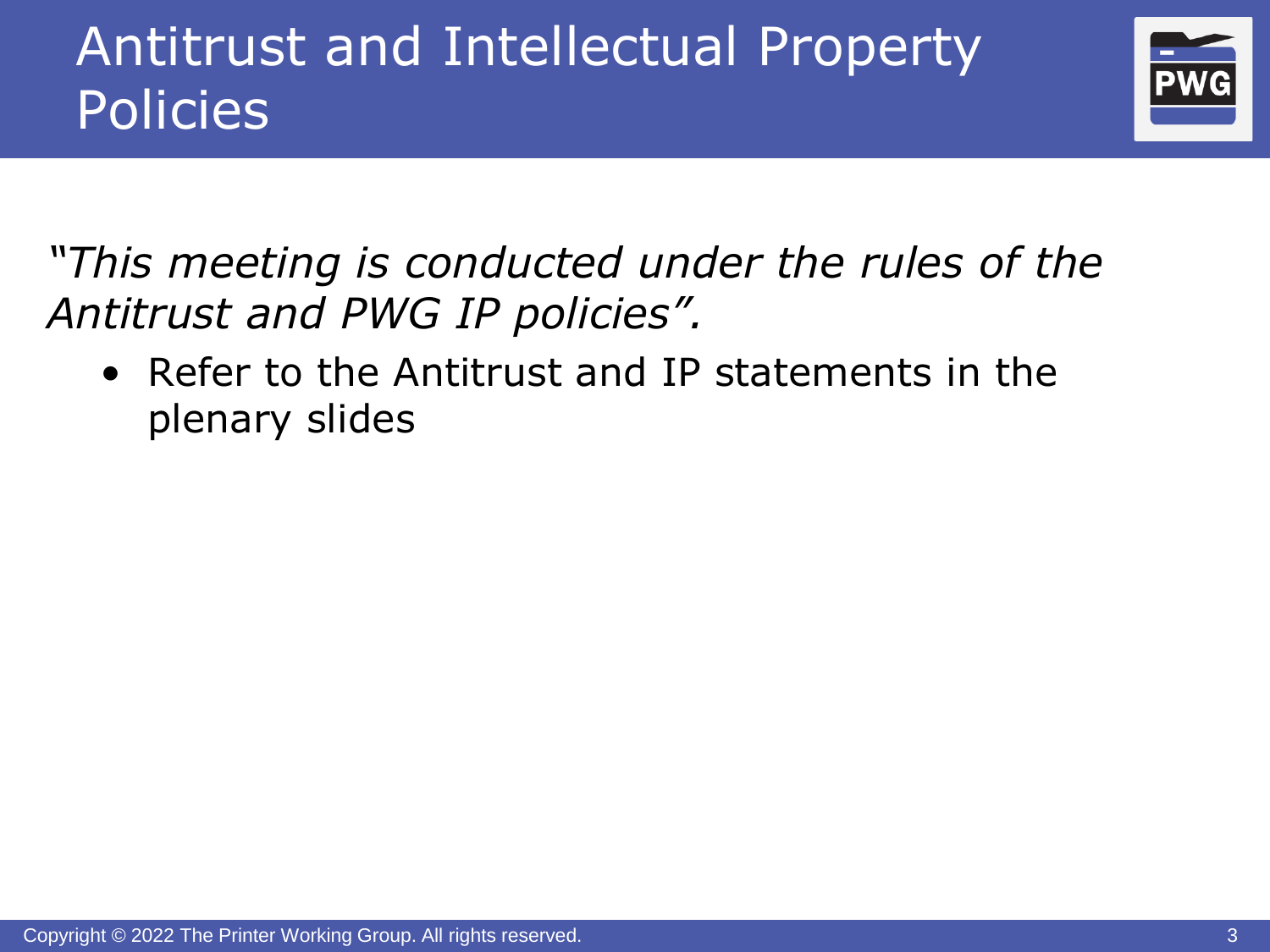# Antitrust and Intellectual Property Policies

*"This meeting is conducted under the rules of the Antitrust and PWG IP policies".*

- Refer to the Antitrust and IP statements in the plenary slides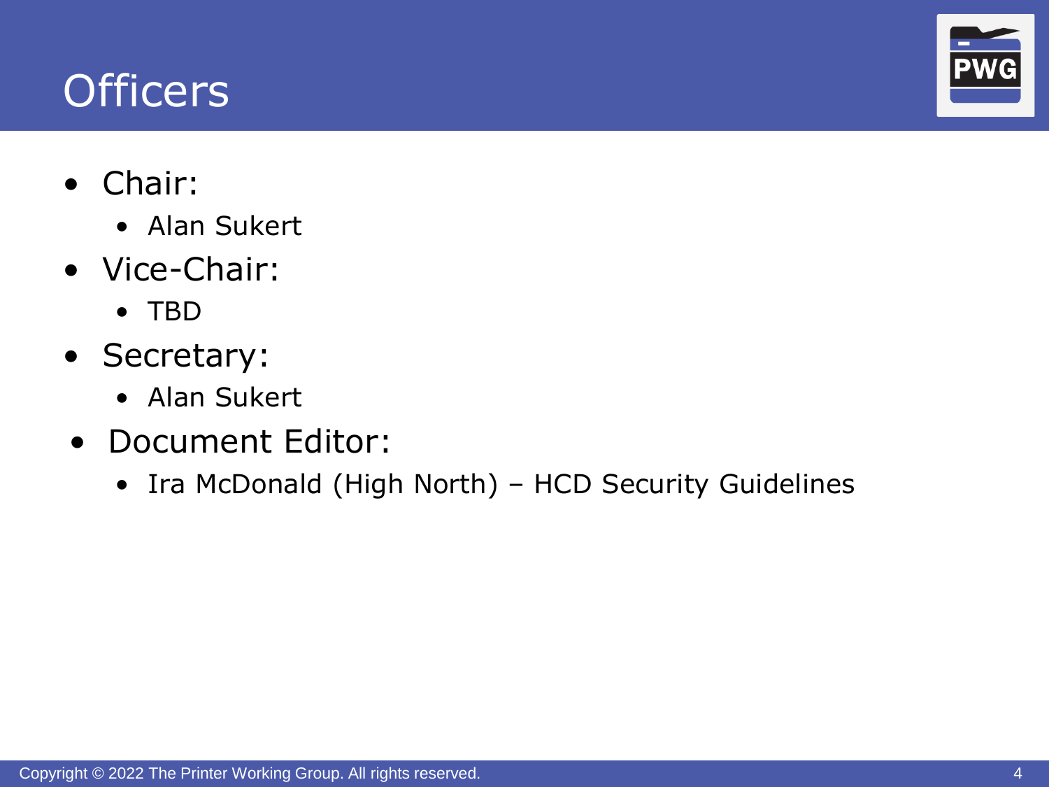# Officers

- Chair:
  - Alan Sukert
- Vice-Chair:
  - TBD
- Secretary:
  - Alan Sukert
- Document Editor:
  - Ira McDonald (High North) – HCD Security Guidelines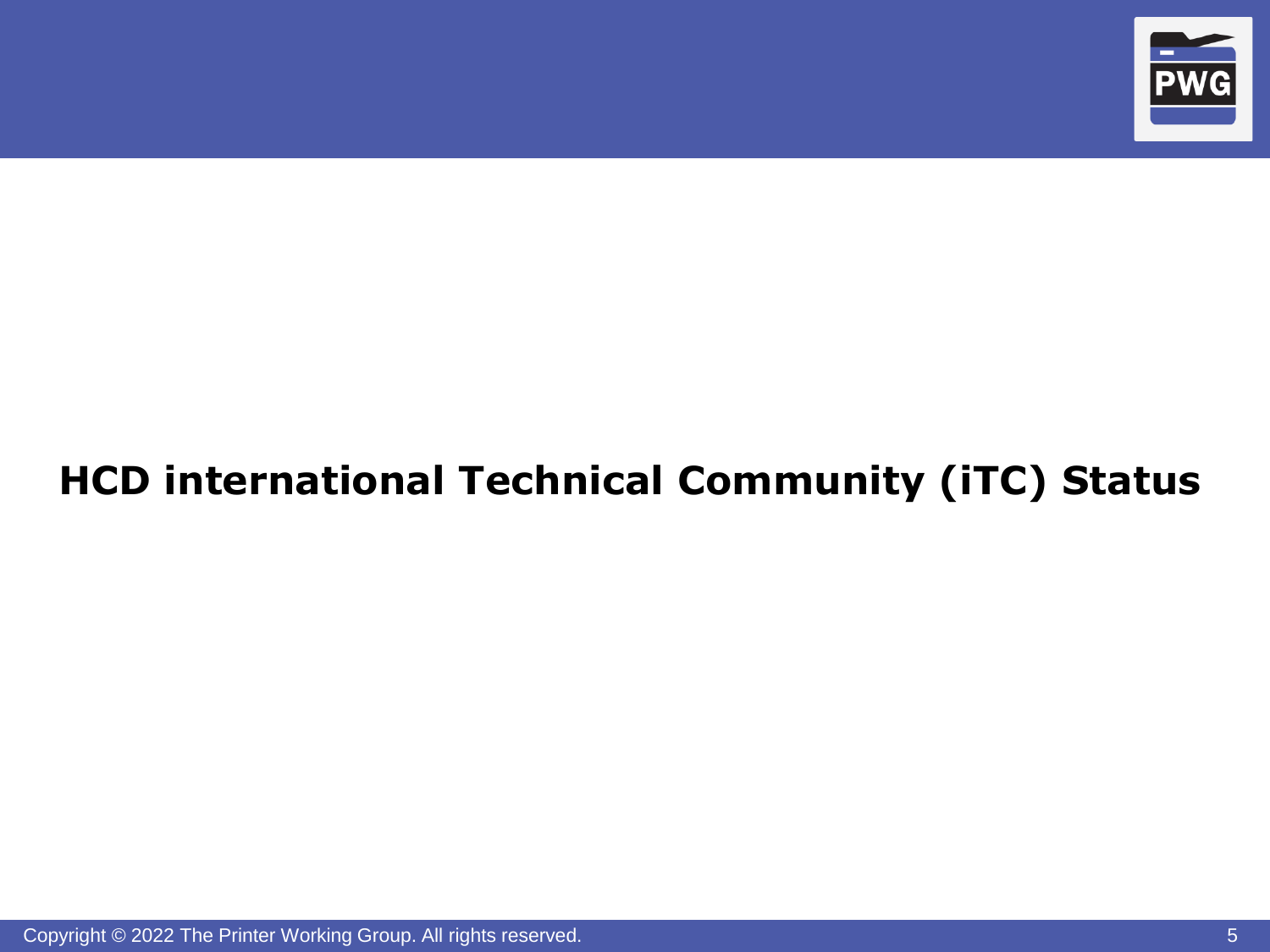# HCD international Technical Community (iTC) Status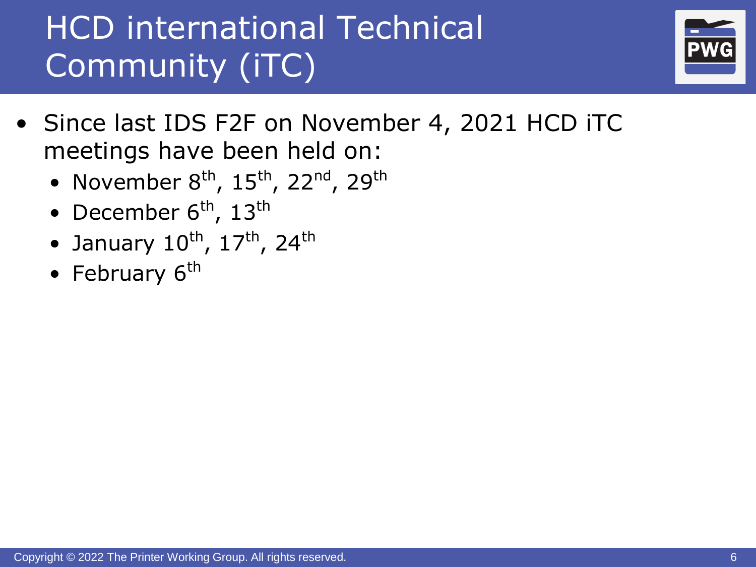# HCD international Technical Community (iTC)

- Since last IDS F2F on November 4, 2021 HCD iTC meetings have been held on:
  - November 8th, 15th, 22nd, 29th
  - December 6th, 13th
  - January 10th, 17th, 24th
  - February 6th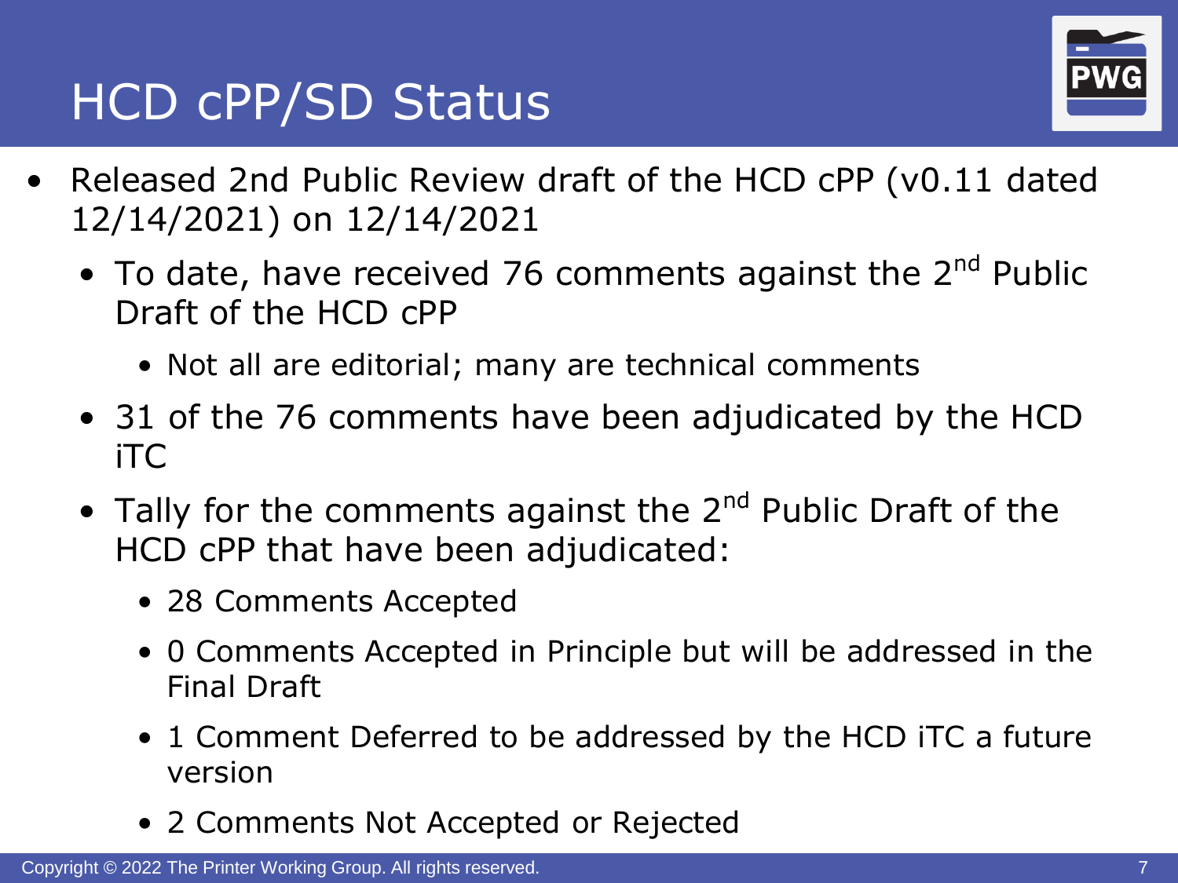# HCD cPP/SD Status

- Released 2nd Public Review draft of the HCD cPP (v0.11 dated 12/14/2021) on 12/14/2021
  - To date, have received 76 comments against the 2nd Public Draft of the HCD cPP
    - Not all are editorial; many are technical comments
  - 31 of the 76 comments have been adjudicated by the HCD iTC
  - Tally for the comments against the 2nd Public Draft of the HCD cPP that have been adjudicated:
    - 28 Comments Accepted
    - 0 Comments Accepted in Principle but will be addressed in the Final Draft
    - 1 Comment Deferred to be addressed by the HCD iTC a future version
    - 2 Comments Not Accepted or Rejected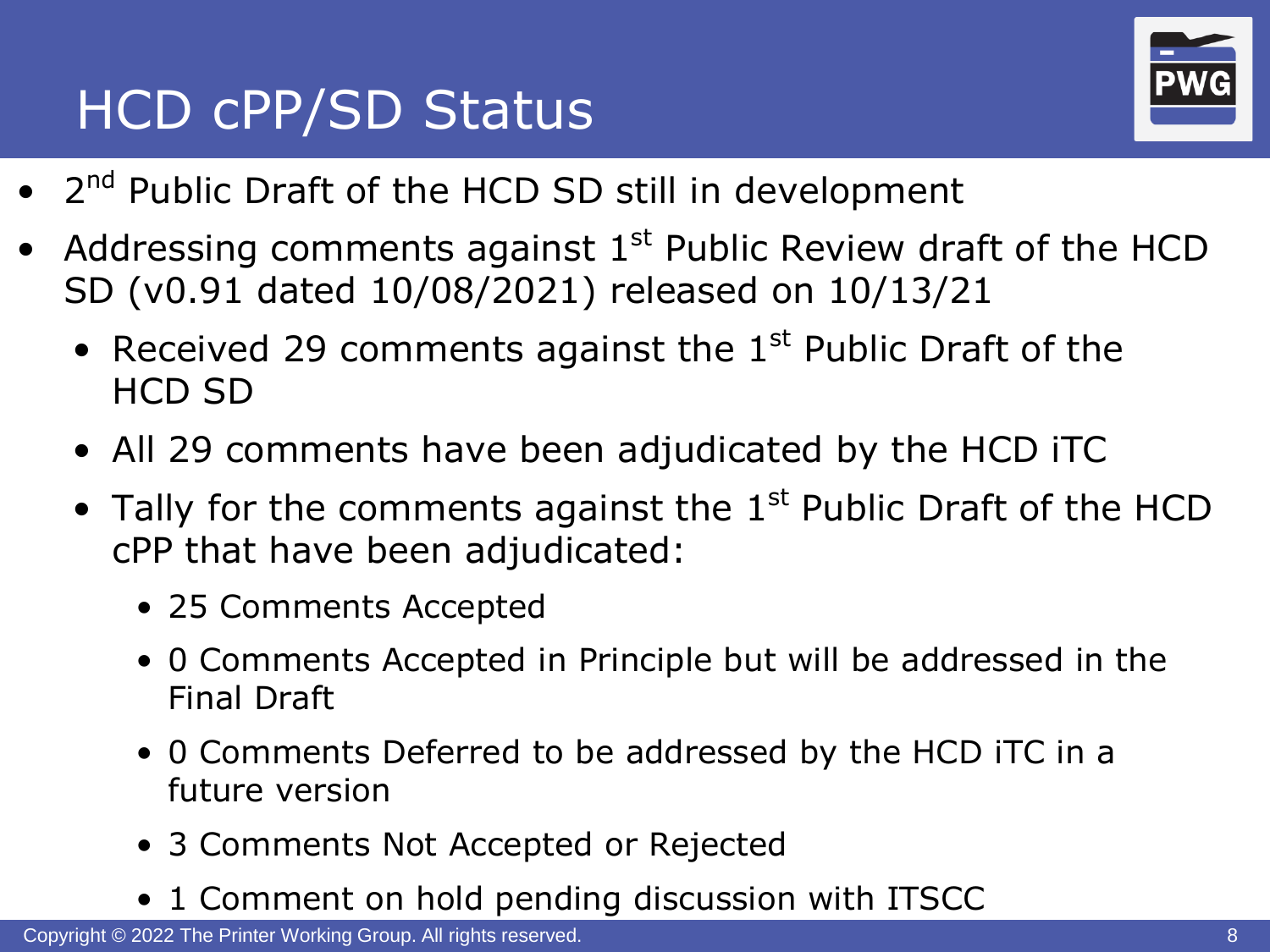# HCD cPP/SD Status

- 2nd Public Draft of the HCD SD still in development
- Addressing comments against 1st Public Review draft of the HCD SD (v0.91 dated 10/08/2021) released on 10/13/21
  - Received 29 comments against the 1st Public Draft of the HCD SD
  - All 29 comments have been adjudicated by the HCD iTC
  - Tally for the comments against the 1st Public Draft of the HCD cPP that have been adjudicated:
    - 25 Comments Accepted
    - 0 Comments Accepted in Principle but will be addressed in the Final Draft
    - 0 Comments Deferred to be addressed by the HCD iTC in a future version
    - 3 Comments Not Accepted or Rejected
    - 1 Comment on hold pending discussion with ITSCC

Copyright © 2022 The Printer Working Group. All rights reserved.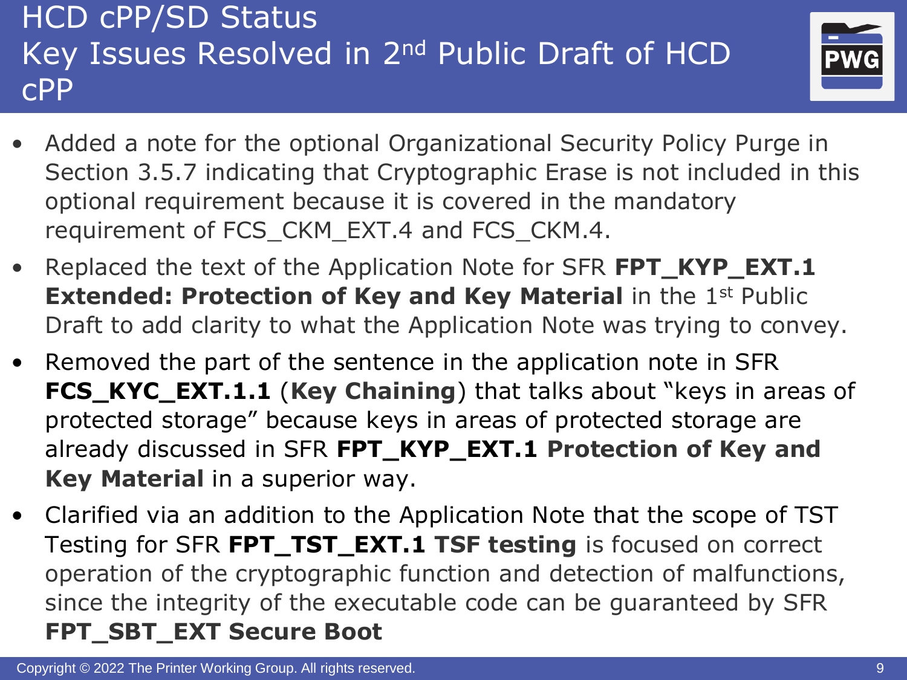# HCD cPP/SD Status
# Key Issues Resolved in 2nd Public Draft of HCD cPP

- Added a note for the optional Organizational Security Policy Purge in Section 3.5.7 indicating that Cryptographic Erase is not included in this optional requirement because it is covered in the mandatory requirement of FCS_CKM_EXT.4 and FCS_CKM.4.
- Replaced the text of the Application Note for SFR **FPT_KYP_EXT.1 Extended: Protection of Key and Key Material** in the 1st Public Draft to add clarity to what the Application Note was trying to convey.
- Removed the part of the sentence in the application note in SFR **FCS_KYC_EXT.1.1** (**Key Chaining**) that talks about "keys in areas of protected storage" because keys in areas of protected storage are already discussed in SFR **FPT_KYP_EXT.1 Protection of Key and Key Material** in a superior way.
- Clarified via an addition to the Application Note that the scope of TST Testing for SFR **FPT_TST_EXT.1 TSF testing** is focused on correct operation of the cryptographic function and detection of malfunctions, since the integrity of the executable code can be guaranteed by SFR **FPT_SBT_EXT Secure Boot**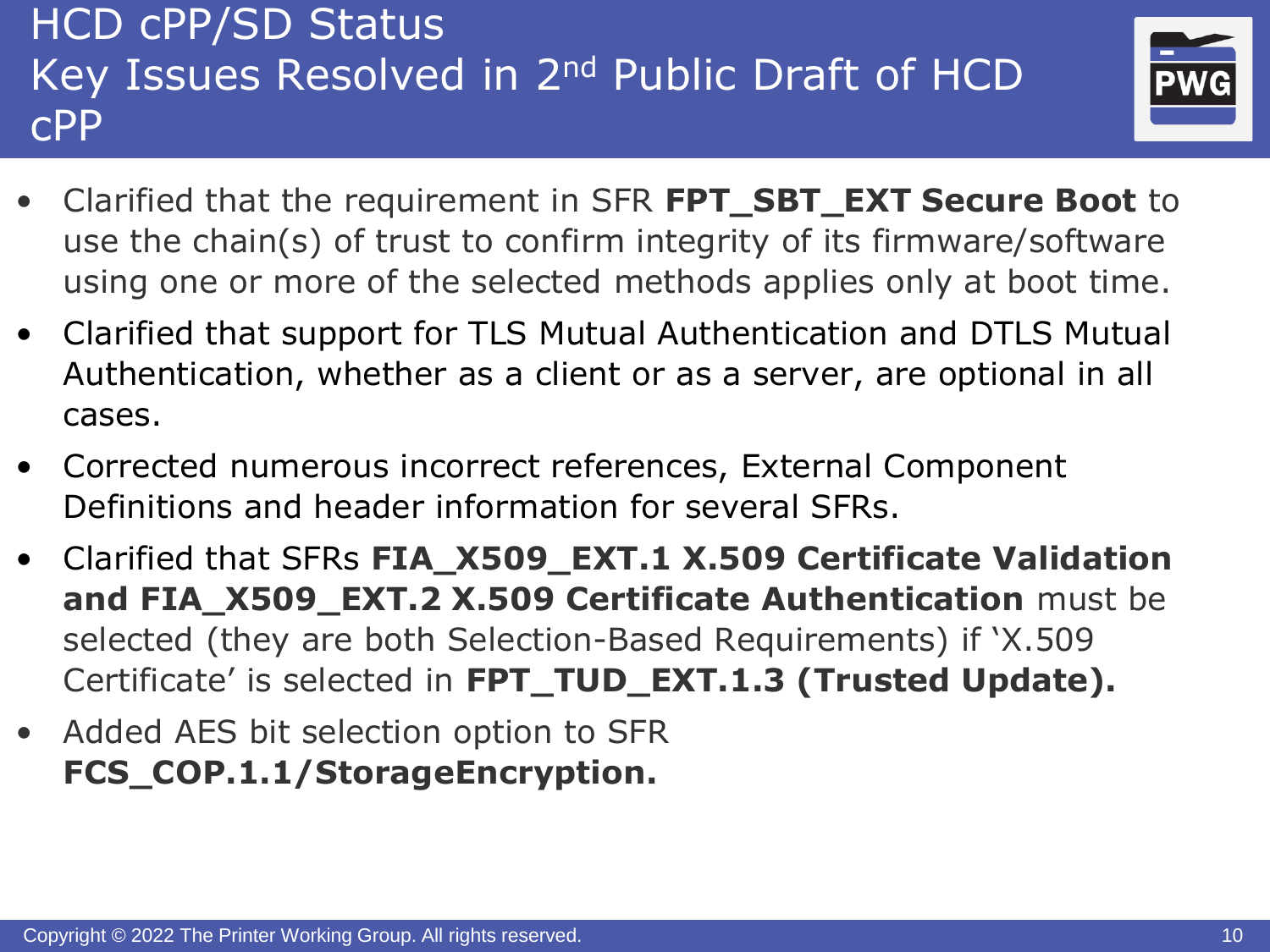# HCD cPP/SD Status
## Key Issues Resolved in 2nd Public Draft of HCD cPP

- Clarified that the requirement in SFR **FPT_SBT_EXT Secure Boot** to use the chain(s) of trust to confirm integrity of its firmware/software using one or more of the selected methods applies only at boot time.
- Clarified that support for TLS Mutual Authentication and DTLS Mutual Authentication, whether as a client or as a server, are optional in all cases.
- Corrected numerous incorrect references, External Component Definitions and header information for several SFRs.
- Clarified that SFRs **FIA_X509_EXT.1 X.509 Certificate Validation and FIA_X509_EXT.2 X.509 Certificate Authentication** must be selected (they are both Selection-Based Requirements) if 'X.509 Certificate' is selected in **FPT_TUD_EXT.1.3 (Trusted Update).**
- Added AES bit selection option to SFR **FCS_COP.1.1/StorageEncryption.**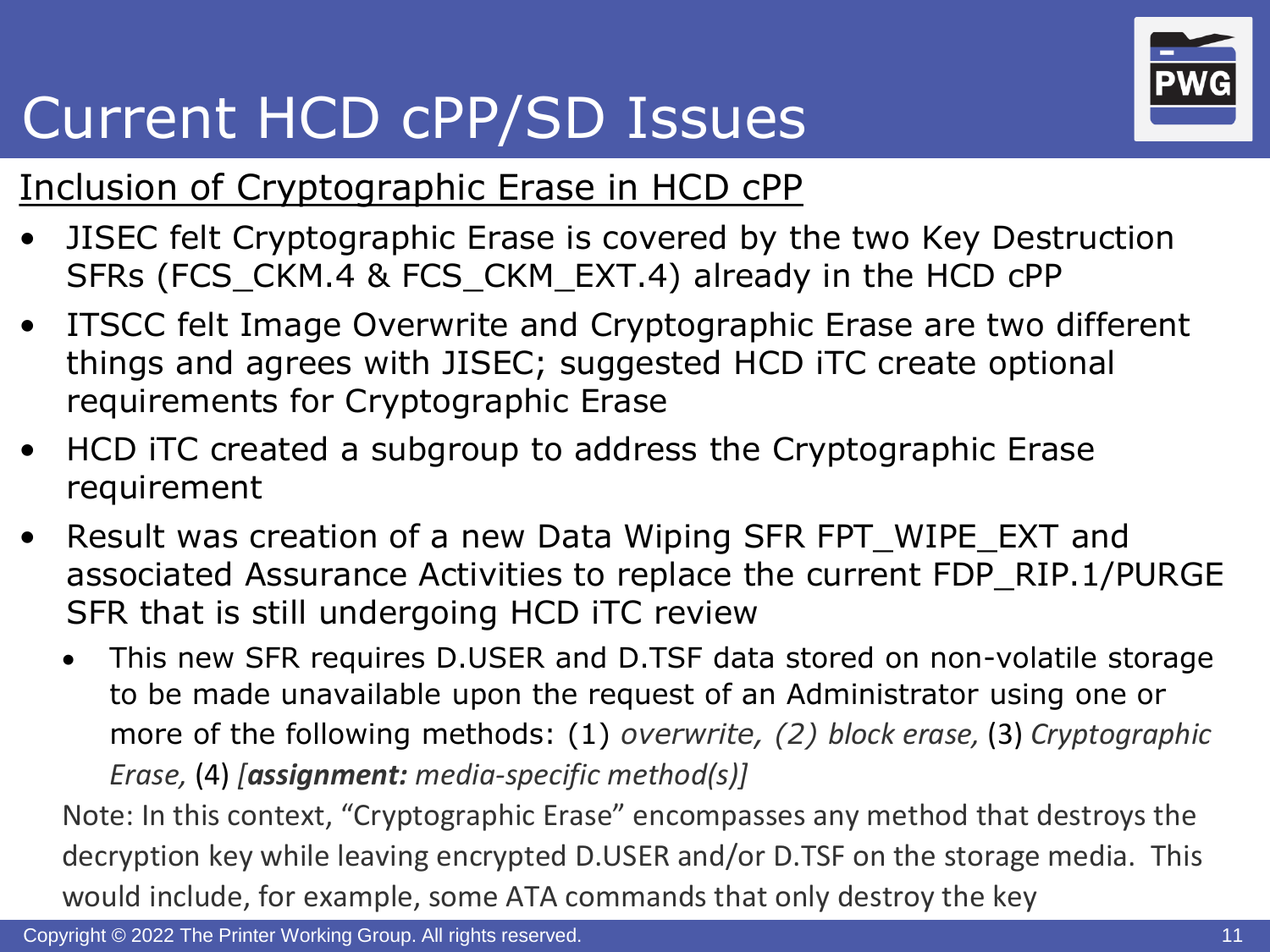# Current HCD cPP/SD Issues

## Inclusion of Cryptographic Erase in HCD cPP

- JISEC felt Cryptographic Erase is covered by the two Key Destruction SFRs (FCS_CKM.4 & FCS_CKM_EXT.4) already in the HCD cPP
- ITSCC felt Image Overwrite and Cryptographic Erase are two different things and agrees with JISEC; suggested HCD iTC create optional requirements for Cryptographic Erase
- HCD iTC created a subgroup to address the Cryptographic Erase requirement
- Result was creation of a new Data Wiping SFR FPT_WIPE_EXT and associated Assurance Activities to replace the current FDP_RIP.1/PURGE SFR that is still undergoing HCD iTC review
  - This new SFR requires D.USER and D.TSF data stored on non-volatile storage to be made unavailable upon the request of an Administrator using one or more of the following methods: (1) *overwrite, (2) block erase,* (3) *Cryptographic Erase,* (4) *[**assignment:** media-specific method(s)]*

Note: In this context, "Cryptographic Erase" encompasses any method that destroys the decryption key while leaving encrypted D.USER and/or D.TSF on the storage media. This would include, for example, some ATA commands that only destroy the key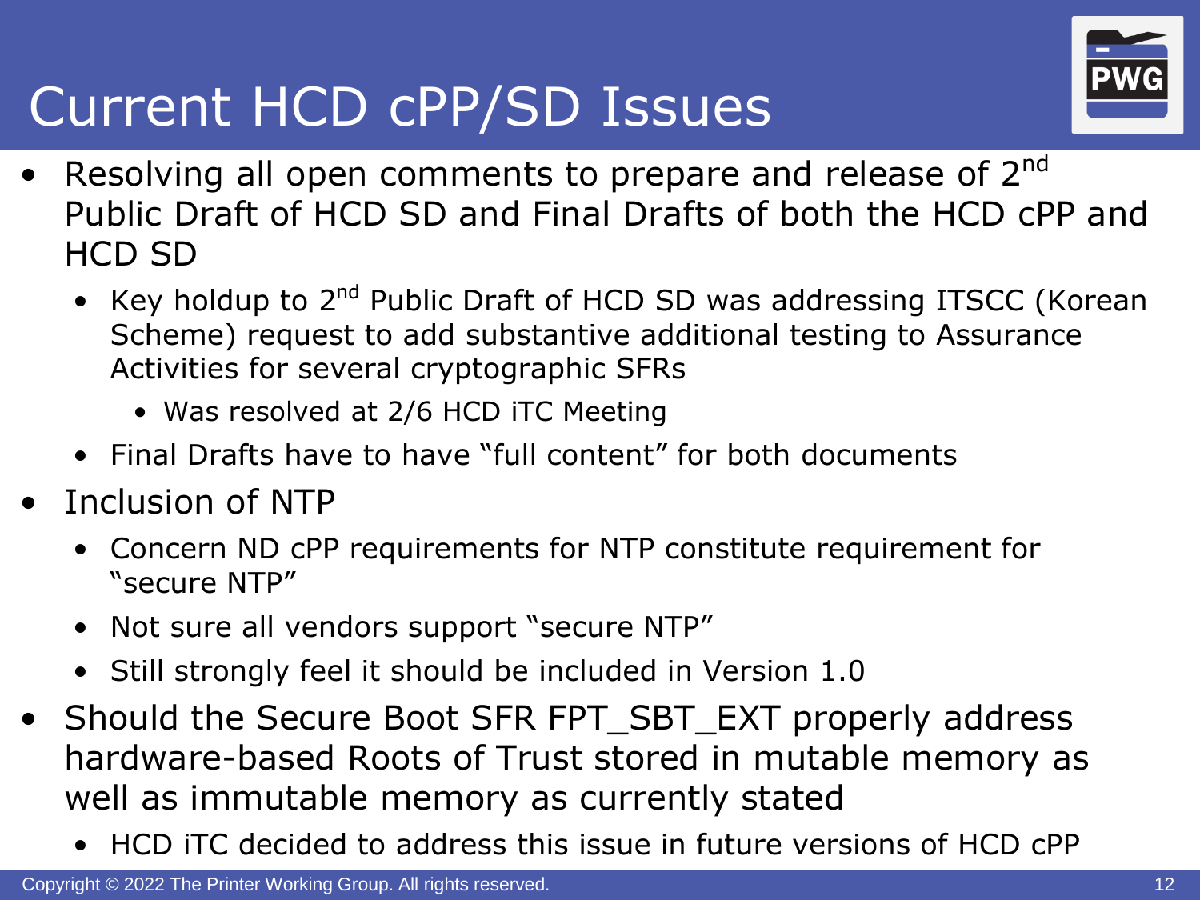# Current HCD cPP/SD Issues

- Resolving all open comments to prepare and release of 2nd Public Draft of HCD SD and Final Drafts of both the HCD cPP and HCD SD
  - Key holdup to 2nd Public Draft of HCD SD was addressing ITSCC (Korean Scheme) request to add substantive additional testing to Assurance Activities for several cryptographic SFRs
    - Was resolved at 2/6 HCD iTC Meeting
  - Final Drafts have to have "full content" for both documents
- Inclusion of NTP
  - Concern ND cPP requirements for NTP constitute requirement for "secure NTP"
  - Not sure all vendors support "secure NTP"
  - Still strongly feel it should be included in Version 1.0
- Should the Secure Boot SFR FPT_SBT_EXT properly address hardware-based Roots of Trust stored in mutable memory as well as immutable memory as currently stated
  - HCD iTC decided to address this issue in future versions of HCD cPP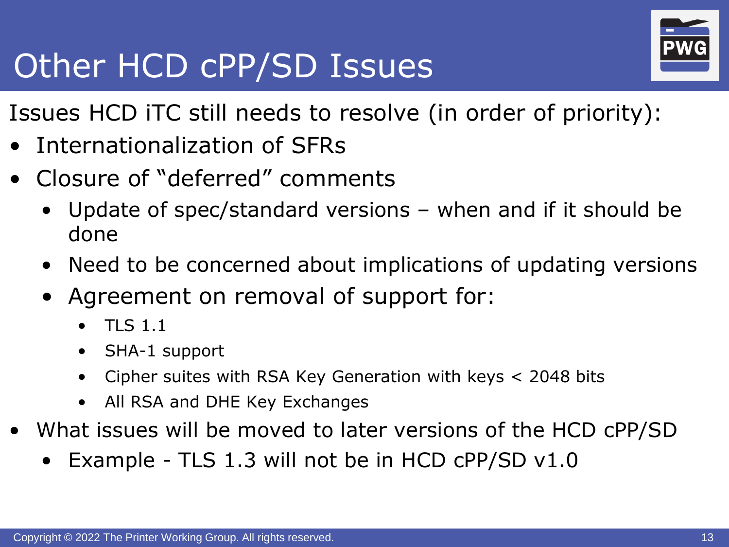# Other HCD cPP/SD Issues

Issues HCD iTC still needs to resolve (in order of priority):

- Internationalization of SFRs
- Closure of “deferred” comments
  - Update of spec/standard versions – when and if it should be done
  - Need to be concerned about implications of updating versions
  - Agreement on removal of support for:
    - TLS 1.1
    - SHA-1 support
    - Cipher suites with RSA Key Generation with keys < 2048 bits
    - All RSA and DHE Key Exchanges
- What issues will be moved to later versions of the HCD cPP/SD
  - Example - TLS 1.3 will not be in HCD cPP/SD v1.0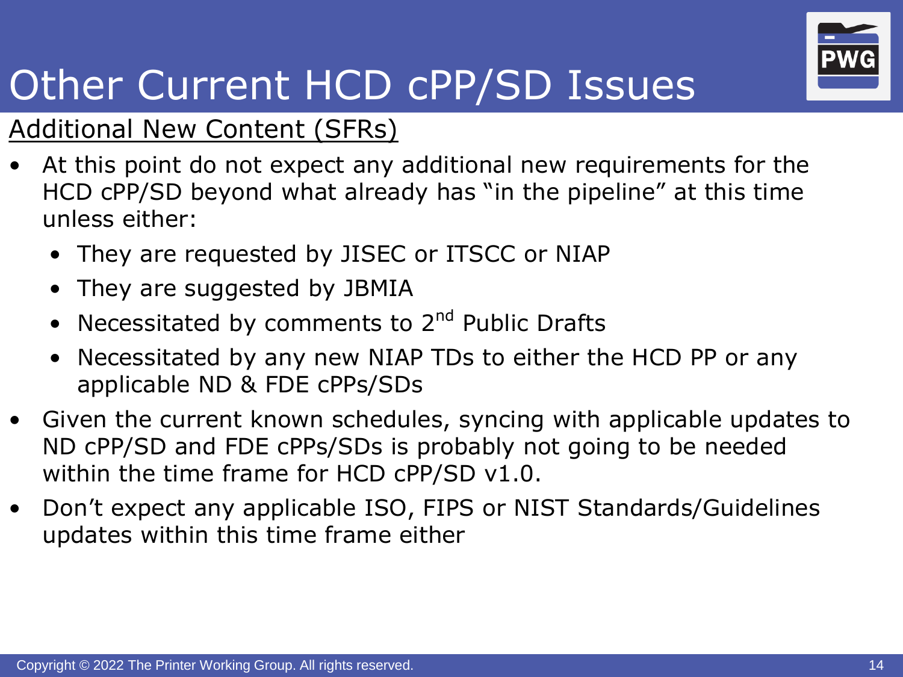# Other Current HCD cPP/SD Issues

Additional New Content (SFRs)

- At this point do not expect any additional new requirements for the HCD cPP/SD beyond what already has "in the pipeline" at this time unless either:
  - They are requested by JISEC or ITSCC or NIAP
  - They are suggested by JBMIA
  - Necessitated by comments to 2nd Public Drafts
  - Necessitated by any new NIAP TDs to either the HCD PP or any applicable ND & FDE cPPs/SDs
- Given the current known schedules, syncing with applicable updates to ND cPP/SD and FDE cPPs/SDs is probably not going to be needed within the time frame for HCD cPP/SD v1.0.
- Don't expect any applicable ISO, FIPS or NIST Standards/Guidelines updates within this time frame either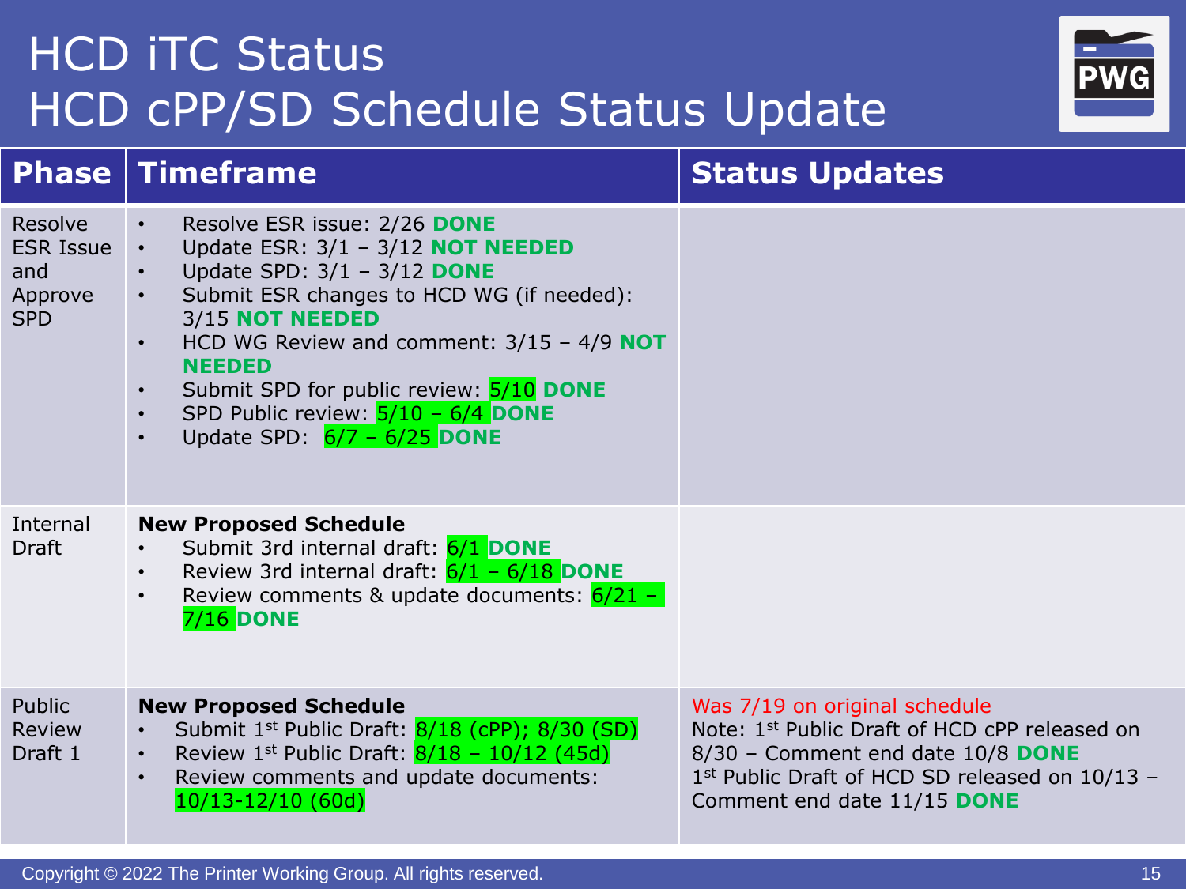# HCD iTC Status
# HCD cPP/SD Schedule Status Update

| Phase | Timeframe | Status Updates |
|---|---|---|
| Resolve ESR Issue and Approve SPD | • Resolve ESR issue: 2/26 **DONE**<br>• Update ESR: 3/1 – 3/12 **NOT NEEDED**<br>• Update SPD: 3/1 – 3/12 **DONE**<br>• Submit ESR changes to HCD WG (if needed): 3/15 **NOT NEEDED**<br>• HCD WG Review and comment: 3/15 – 4/9 **NOT NEEDED**<br>• Submit SPD for public review: 5/10 **DONE**<br>• SPD Public review: 5/10 – 6/4 **DONE**<br>• Update SPD: 6/7 – 6/25 **DONE** | |
| Internal Draft | **New Proposed Schedule**<br>• Submit 3rd internal draft: 6/1 **DONE**<br>• Review 3rd internal draft: 6/1 – 6/18 **DONE**<br>• Review comments & update documents: 6/21 – 7/16 **DONE** | |
| Public Review Draft 1 | **New Proposed Schedule**<br>• Submit 1st Public Draft: 8/18 (cPP); 8/30 (SD)<br>• Review 1st Public Draft: 8/18 – 10/12 (45d)<br>• Review comments and update documents: 10/13-12/10 (60d) | Was 7/19 on original schedule<br>Note: 1st Public Draft of HCD cPP released on 8/30 – Comment end date 10/8 **DONE**<br>1st Public Draft of HCD SD released on 10/13 – Comment end date 11/15 **DONE** |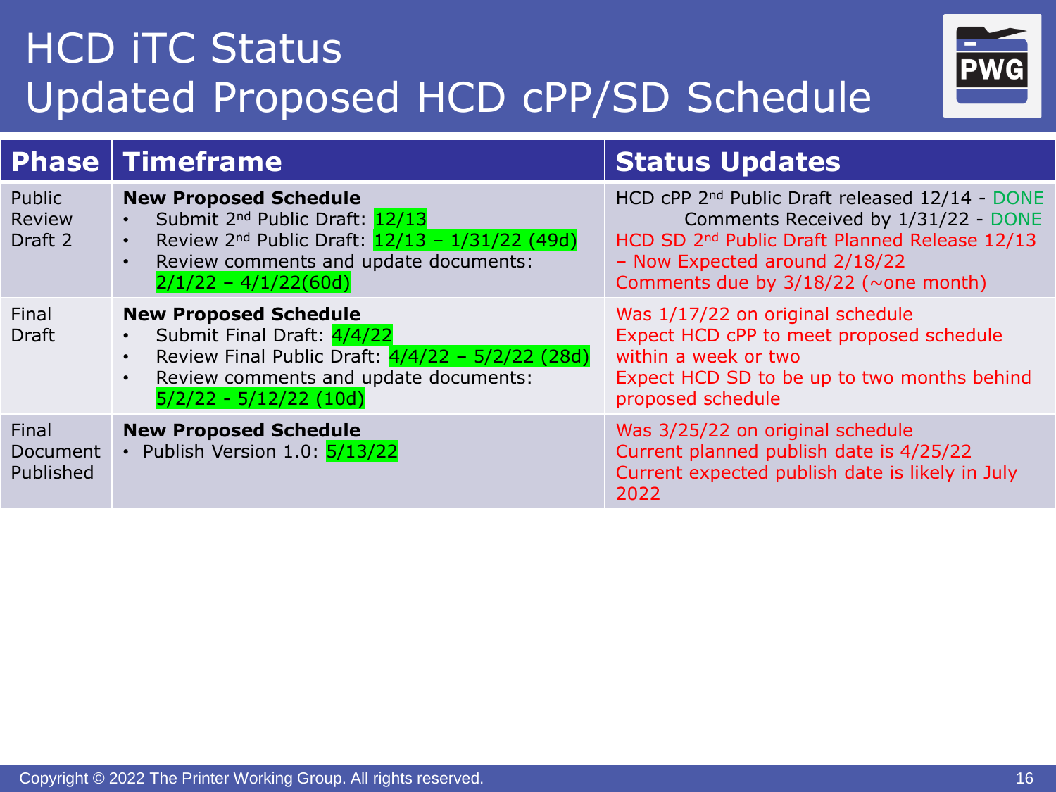# HCD iTC Status
## Updated Proposed HCD cPP/SD Schedule

| Phase | Timeframe | Status Updates |
|---|---|---|
| Public Review Draft 2 | **New Proposed Schedule**<br>• Submit 2nd Public Draft: 12/13<br>• Review 2nd Public Draft: 12/13 – 1/31/22 (49d)<br>• Review comments and update documents: 2/1/22 – 4/1/22(60d) | HCD cPP 2nd Public Draft released 12/14 - DONE<br>Comments Received by 1/31/22 - DONE<br>HCD SD 2nd Public Draft Planned Release 12/13 – Now Expected around 2/18/22<br>Comments due by 3/18/22 (~one month) |
| Final Draft | **New Proposed Schedule**<br>• Submit Final Draft: 4/4/22<br>• Review Final Public Draft: 4/4/22 – 5/2/22 (28d)<br>• Review comments and update documents: 5/2/22 - 5/12/22 (10d) | Was 1/17/22 on original schedule<br>Expect HCD cPP to meet proposed schedule within a week or two<br>Expect HCD SD to be up to two months behind proposed schedule |
| Final Document Published | **New Proposed Schedule**<br>• Publish Version 1.0: 5/13/22 | Was 3/25/22 on original schedule<br>Current planned publish date is 4/25/22<br>Current expected publish date is likely in July 2022 |

Copyright © 2022 The Printer Working Group. All rights reserved.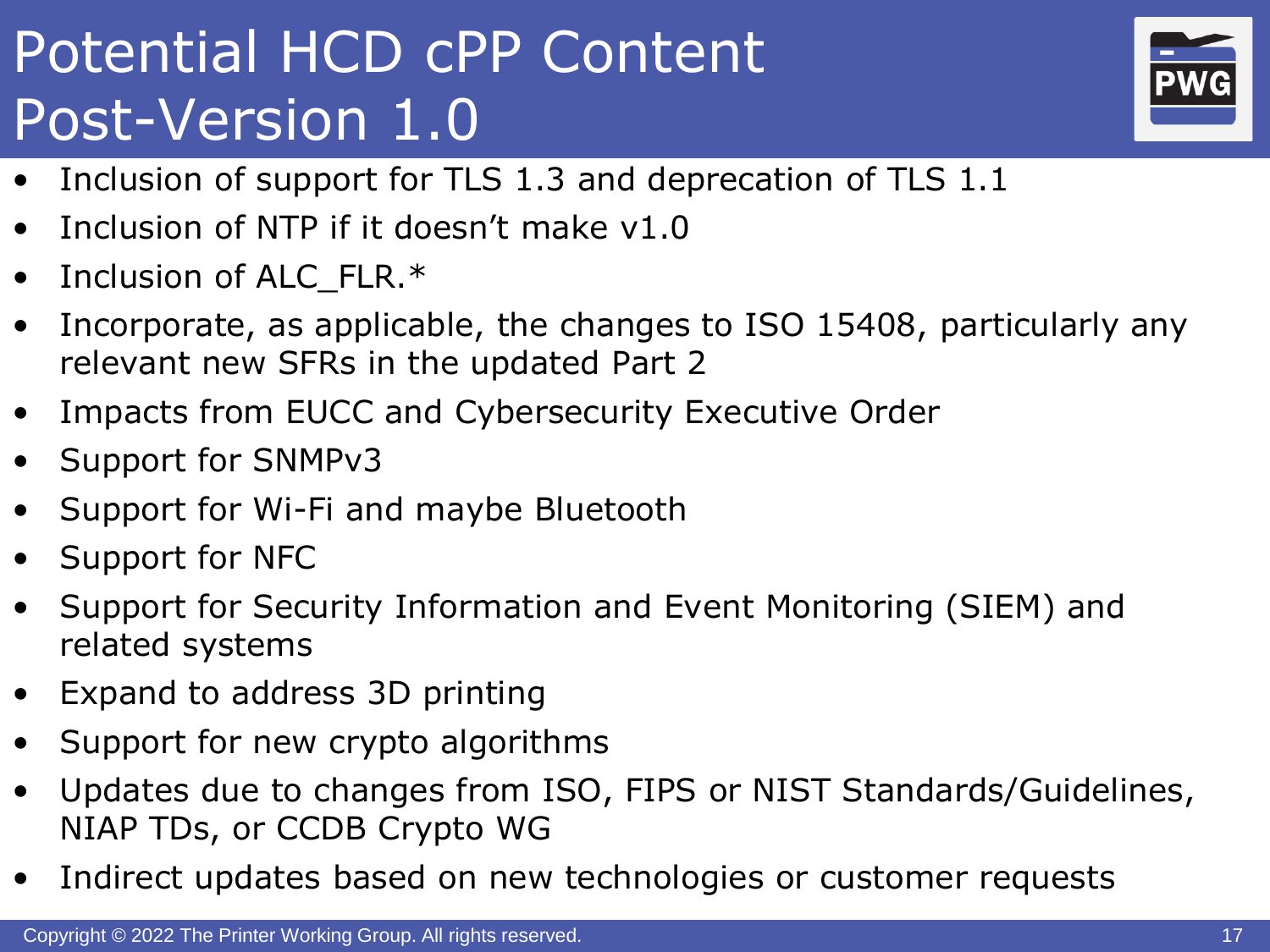# Potential HCD cPP Content Post-Version 1.0

- Inclusion of support for TLS 1.3 and deprecation of TLS 1.1
- Inclusion of NTP if it doesn't make v1.0
- Inclusion of ALC_FLR.*
- Incorporate, as applicable, the changes to ISO 15408, particularly any relevant new SFRs in the updated Part 2
- Impacts from EUCC and Cybersecurity Executive Order
- Support for SNMPv3
- Support for Wi-Fi and maybe Bluetooth
- Support for NFC
- Support for Security Information and Event Monitoring (SIEM) and related systems
- Expand to address 3D printing
- Support for new crypto algorithms
- Updates due to changes from ISO, FIPS or NIST Standards/Guidelines, NIAP TDs, or CCDB Crypto WG
- Indirect updates based on new technologies or customer requests

Copyright © 2022 The Printer Working Group. All rights reserved.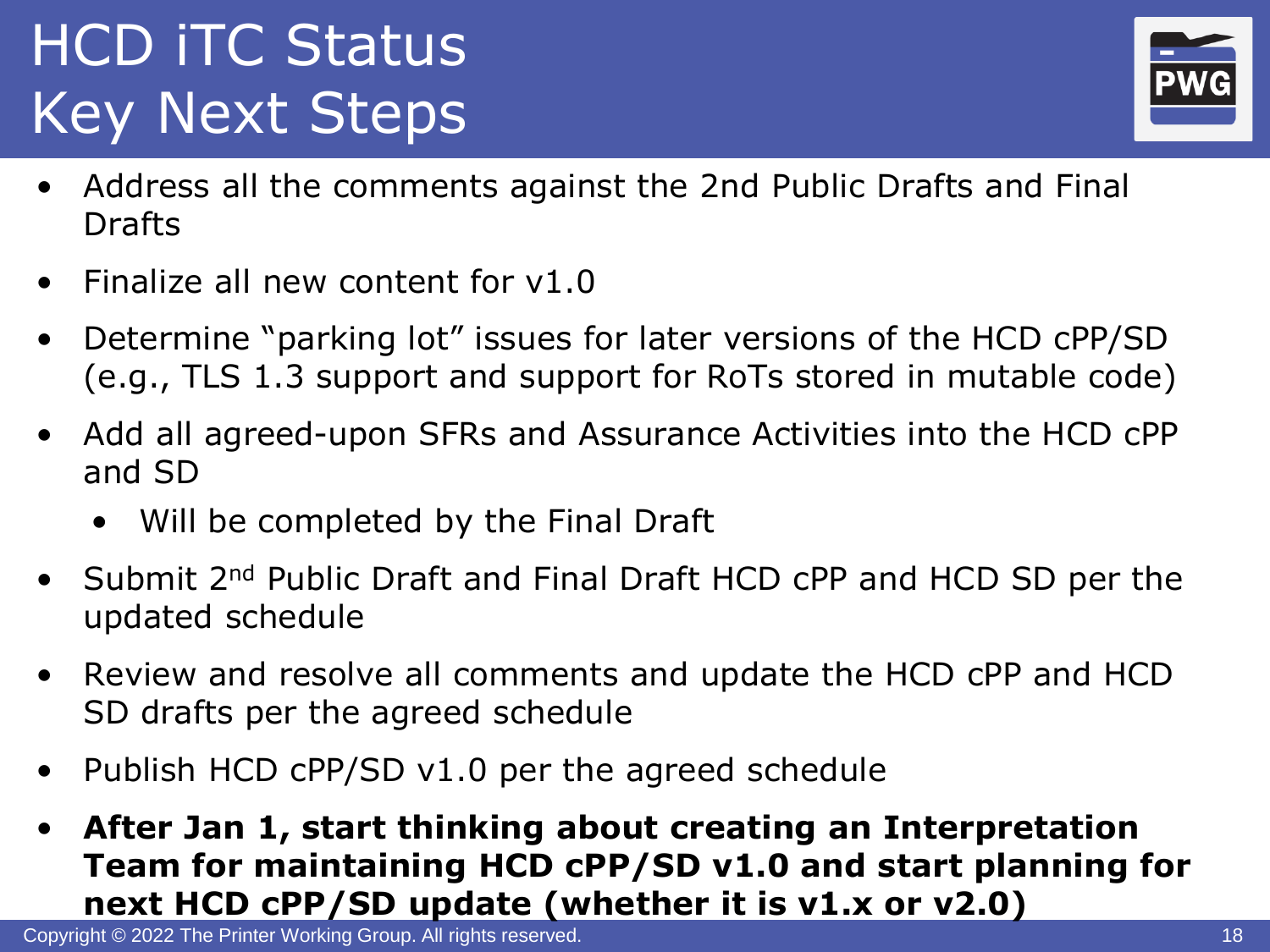# HCD iTC Status
# Key Next Steps

- Address all the comments against the 2nd Public Drafts and Final Drafts
- Finalize all new content for v1.0
- Determine "parking lot" issues for later versions of the HCD cPP/SD (e.g., TLS 1.3 support and support for RoTs stored in mutable code)
- Add all agreed-upon SFRs and Assurance Activities into the HCD cPP and SD
  - Will be completed by the Final Draft
- Submit 2nd Public Draft and Final Draft HCD cPP and HCD SD per the updated schedule
- Review and resolve all comments and update the HCD cPP and HCD SD drafts per the agreed schedule
- Publish HCD cPP/SD v1.0 per the agreed schedule
- **After Jan 1, start thinking about creating an Interpretation Team for maintaining HCD cPP/SD v1.0 and start planning for next HCD cPP/SD update (whether it is v1.x or v2.0)**

Copyright © 2022 The Printer Working Group. All rights reserved.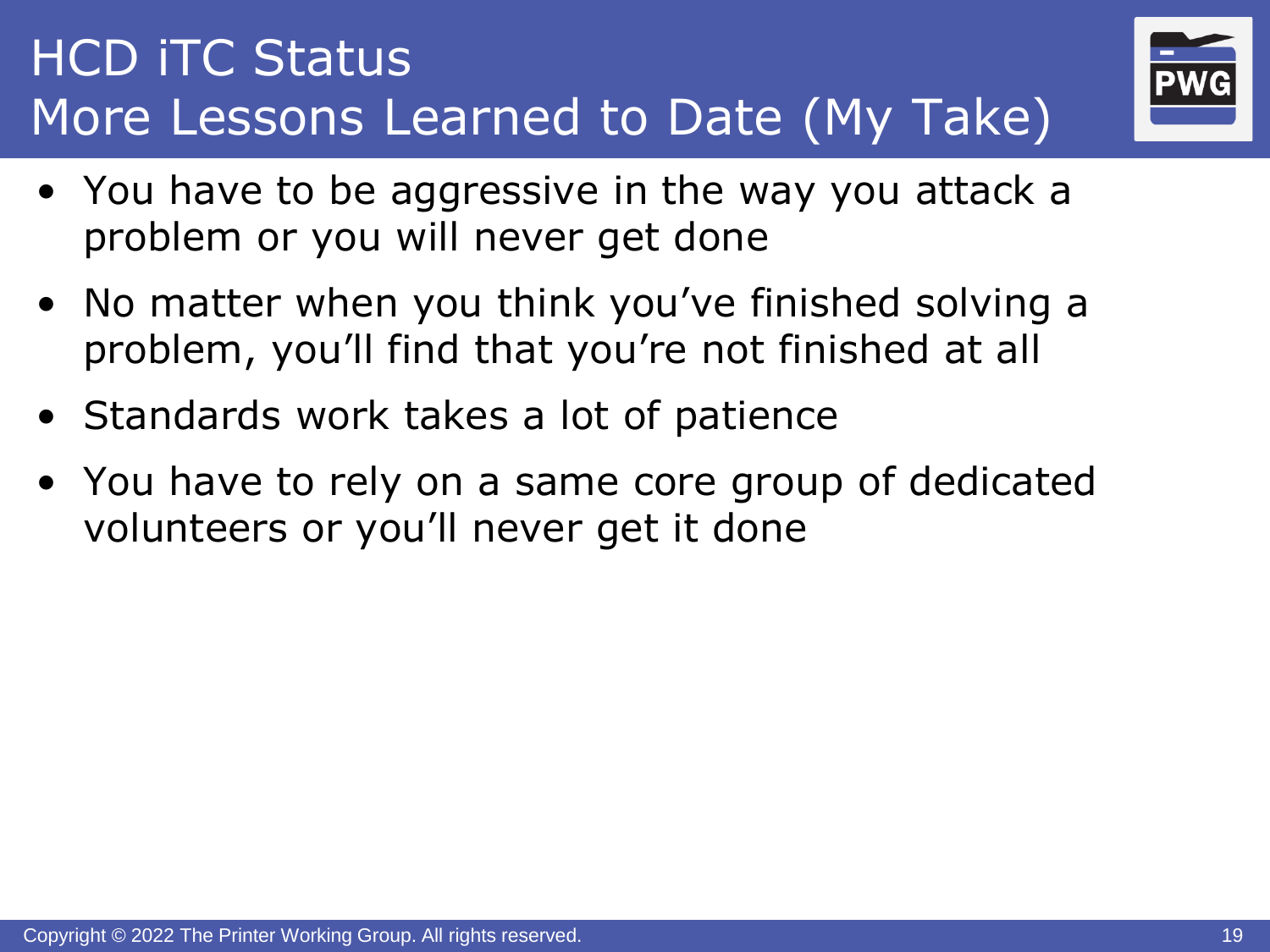# HCD iTC Status
## More Lessons Learned to Date (My Take)

- You have to be aggressive in the way you attack a problem or you will never get done
- No matter when you think you've finished solving a problem, you'll find that you're not finished at all
- Standards work takes a lot of patience
- You have to rely on a same core group of dedicated volunteers or you'll never get it done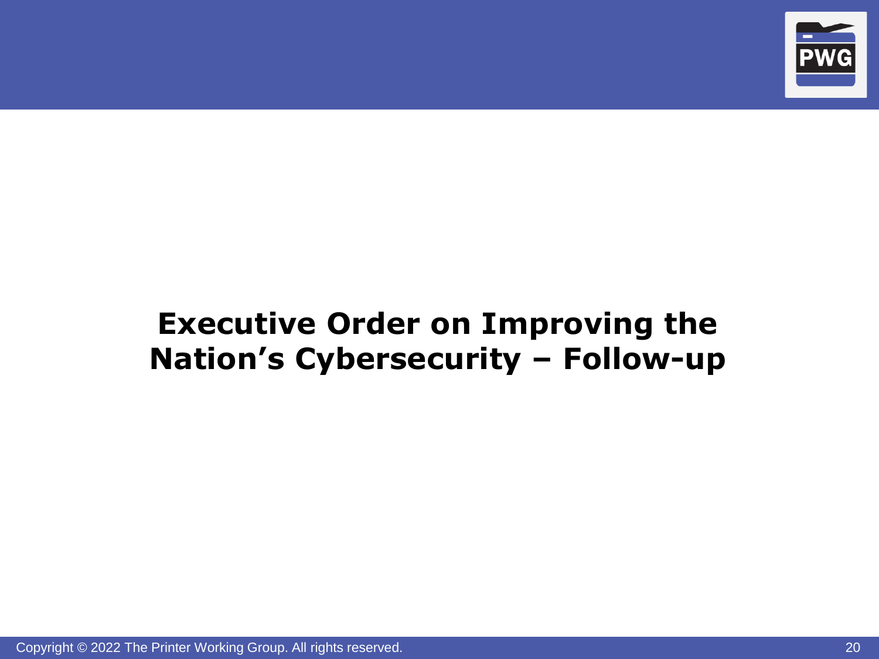# Executive Order on Improving the Nation's Cybersecurity – Follow-up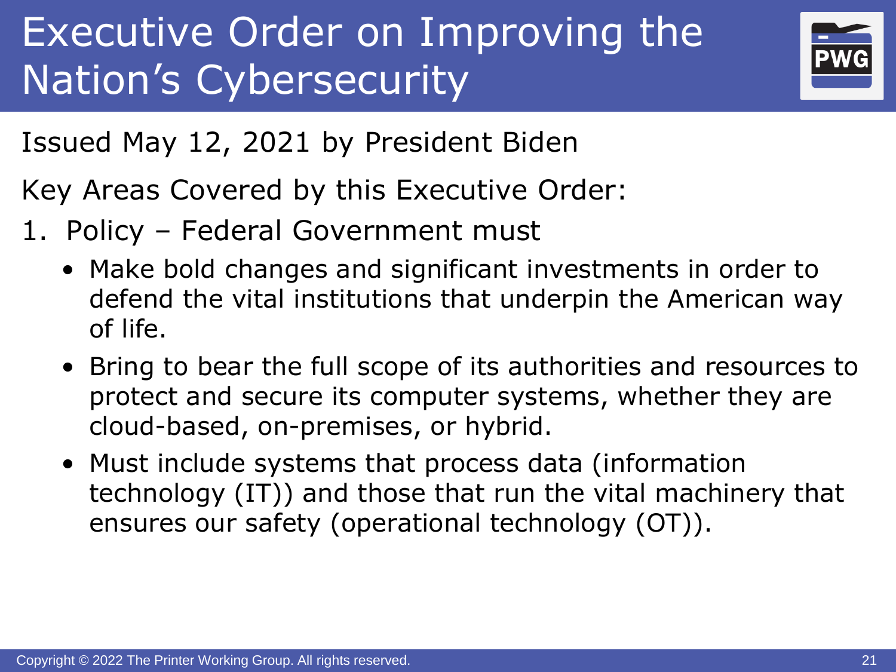# Executive Order on Improving the Nation's Cybersecurity

Issued May 12, 2021 by President Biden

Key Areas Covered by this Executive Order:

1. Policy – Federal Government must
   - Make bold changes and significant investments in order to defend the vital institutions that underpin the American way of life.
   - Bring to bear the full scope of its authorities and resources to protect and secure its computer systems, whether they are cloud-based, on-premises, or hybrid.
   - Must include systems that process data (information technology (IT)) and those that run the vital machinery that ensures our safety (operational technology (OT)).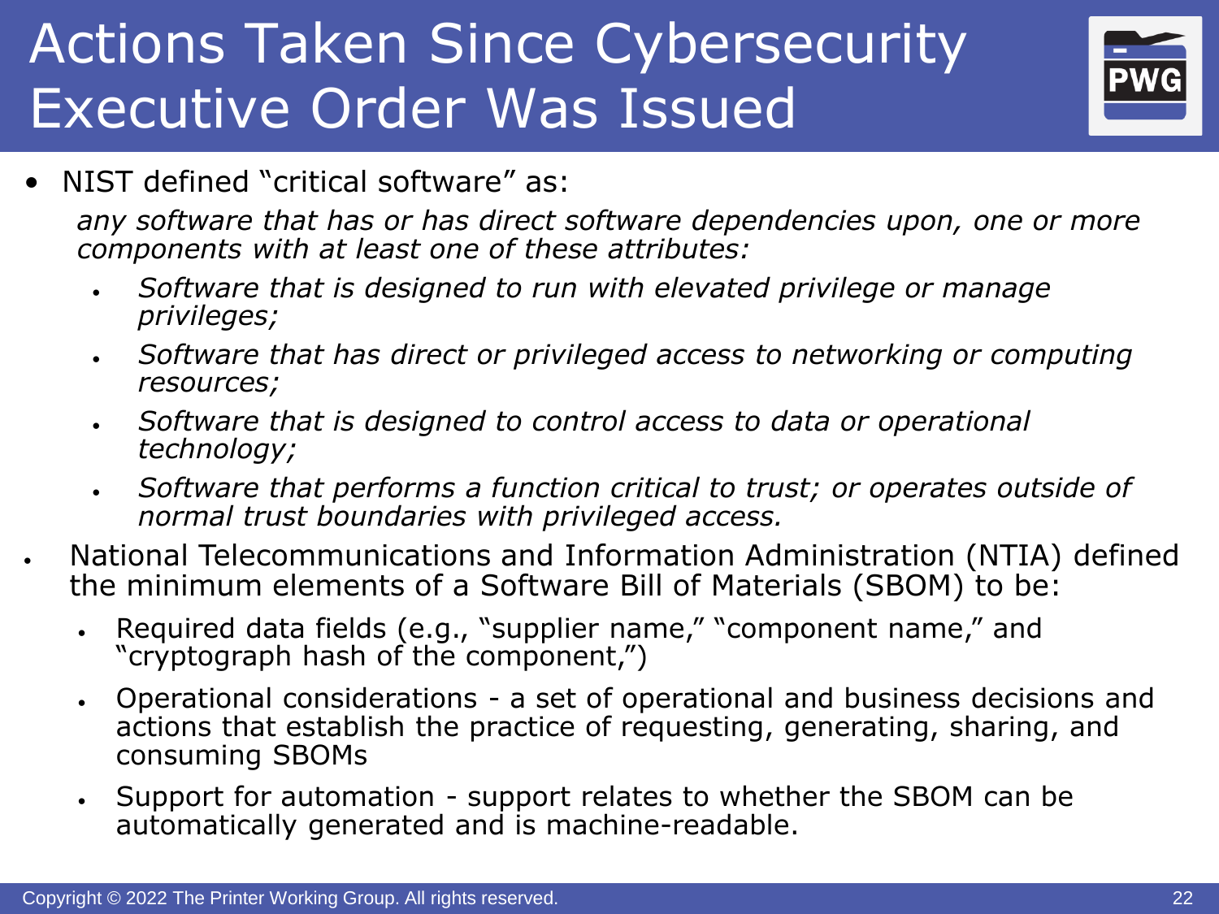# Actions Taken Since Cybersecurity Executive Order Was Issued

- NIST defined "critical software" as:

  *any software that has or has direct software dependencies upon, one or more components with at least one of these attributes:*

  - *Software that is designed to run with elevated privilege or manage privileges;*
  - *Software that has direct or privileged access to networking or computing resources;*
  - *Software that is designed to control access to data or operational technology;*
  - *Software that performs a function critical to trust; or operates outside of normal trust boundaries with privileged access.*

- National Telecommunications and Information Administration (NTIA) defined the minimum elements of a Software Bill of Materials (SBOM) to be:
  - Required data fields (e.g., "supplier name," "component name," and "cryptograph hash of the component,")
  - Operational considerations - a set of operational and business decisions and actions that establish the practice of requesting, generating, sharing, and consuming SBOMs
  - Support for automation - support relates to whether the SBOM can be automatically generated and is machine-readable.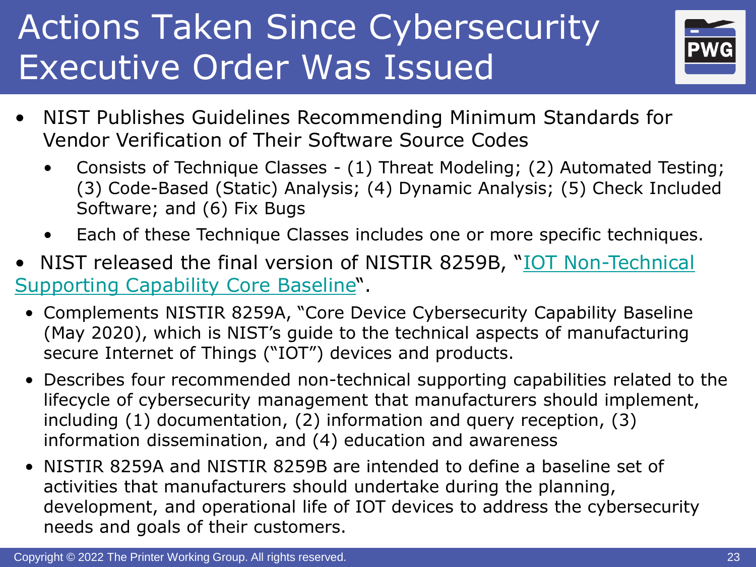# Actions Taken Since Cybersecurity Executive Order Was Issued

- NIST Publishes Guidelines Recommending Minimum Standards for Vendor Verification of Their Software Source Codes
  - Consists of Technique Classes - (1) Threat Modeling; (2) Automated Testing; (3) Code-Based (Static) Analysis; (4) Dynamic Analysis; (5) Check Included Software; and (6) Fix Bugs
  - Each of these Technique Classes includes one or more specific techniques.
- NIST released the final version of NISTIR 8259B, "IOT Non-Technical Supporting Capability Core Baseline".
  - Complements NISTIR 8259A, "Core Device Cybersecurity Capability Baseline (May 2020), which is NIST's guide to the technical aspects of manufacturing secure Internet of Things ("IOT") devices and products.
  - Describes four recommended non-technical supporting capabilities related to the lifecycle of cybersecurity management that manufacturers should implement, including (1) documentation, (2) information and query reception, (3) information dissemination, and (4) education and awareness
  - NISTIR 8259A and NISTIR 8259B are intended to define a baseline set of activities that manufacturers should undertake during the planning, development, and operational life of IOT devices to address the cybersecurity needs and goals of their customers.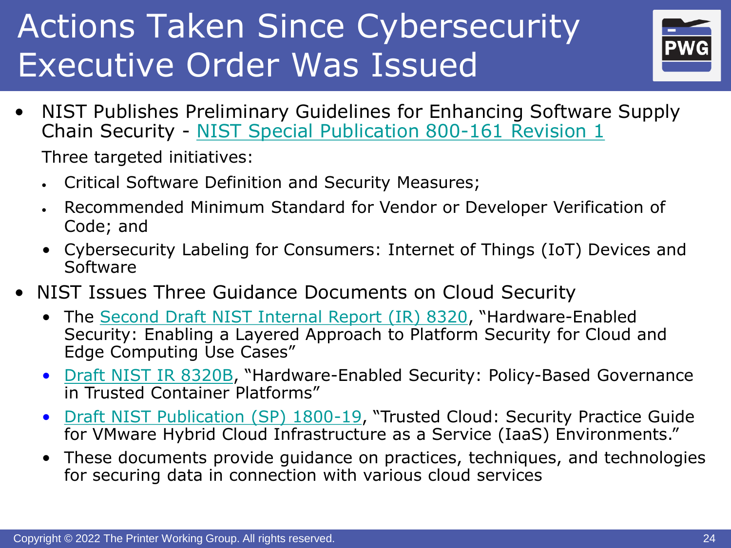# Actions Taken Since Cybersecurity Executive Order Was Issued

- NIST Publishes Preliminary Guidelines for Enhancing Software Supply Chain Security - NIST Special Publication 800-161 Revision 1

  Three targeted initiatives:

  - Critical Software Definition and Security Measures;
  - Recommended Minimum Standard for Vendor or Developer Verification of Code; and
  - Cybersecurity Labeling for Consumers: Internet of Things (IoT) Devices and Software

- NIST Issues Three Guidance Documents on Cloud Security
  - The Second Draft NIST Internal Report (IR) 8320, "Hardware-Enabled Security: Enabling a Layered Approach to Platform Security for Cloud and Edge Computing Use Cases"
  - Draft NIST IR 8320B, "Hardware-Enabled Security: Policy-Based Governance in Trusted Container Platforms"
  - Draft NIST Publication (SP) 1800-19, "Trusted Cloud: Security Practice Guide for VMware Hybrid Cloud Infrastructure as a Service (IaaS) Environments."
  - These documents provide guidance on practices, techniques, and technologies for securing data in connection with various cloud services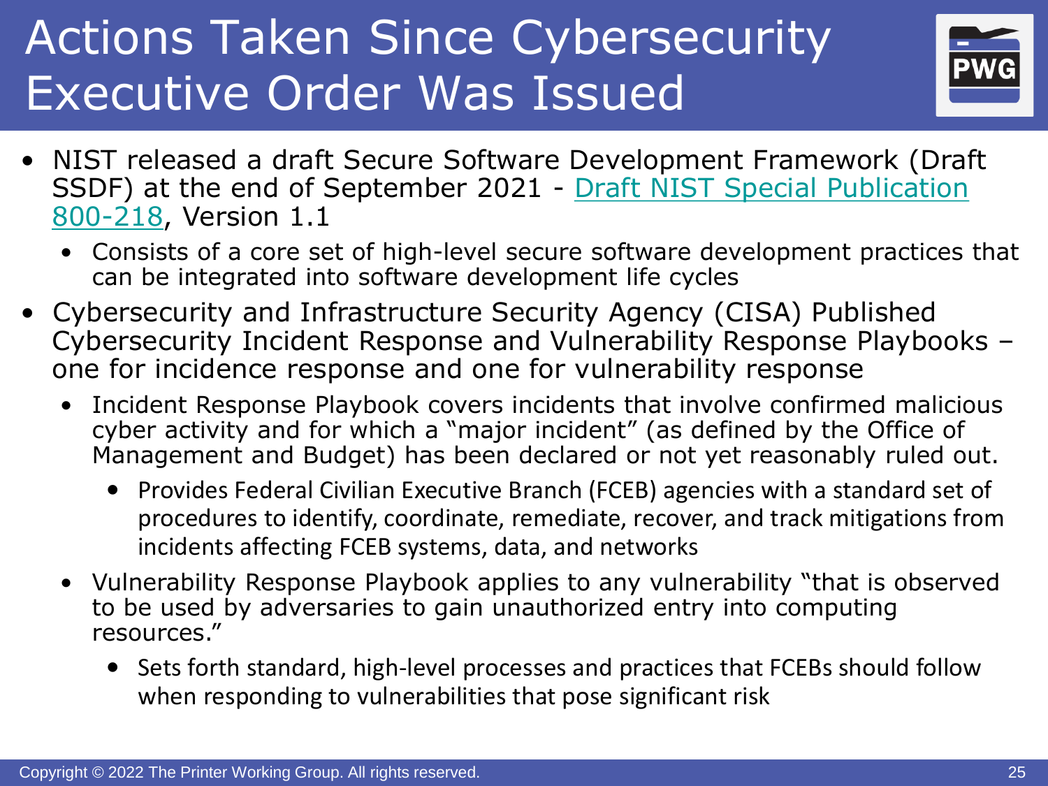# Actions Taken Since Cybersecurity Executive Order Was Issued

- NIST released a draft Secure Software Development Framework (Draft SSDF) at the end of September 2021 - Draft NIST Special Publication 800-218, Version 1.1
  - Consists of a core set of high-level secure software development practices that can be integrated into software development life cycles
- Cybersecurity and Infrastructure Security Agency (CISA) Published Cybersecurity Incident Response and Vulnerability Response Playbooks – one for incidence response and one for vulnerability response
  - Incident Response Playbook covers incidents that involve confirmed malicious cyber activity and for which a "major incident" (as defined by the Office of Management and Budget) has been declared or not yet reasonably ruled out.
    - Provides Federal Civilian Executive Branch (FCEB) agencies with a standard set of procedures to identify, coordinate, remediate, recover, and track mitigations from incidents affecting FCEB systems, data, and networks
  - Vulnerability Response Playbook applies to any vulnerability "that is observed to be used by adversaries to gain unauthorized entry into computing resources."
    - Sets forth standard, high-level processes and practices that FCEBs should follow when responding to vulnerabilities that pose significant risk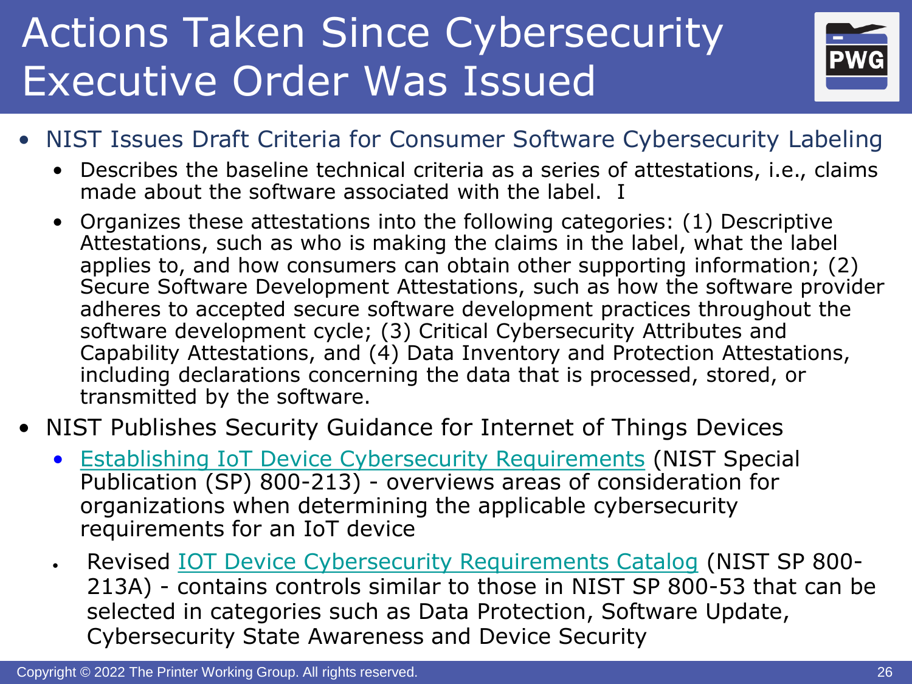# Actions Taken Since Cybersecurity Executive Order Was Issued

- NIST Issues Draft Criteria for Consumer Software Cybersecurity Labeling
  - Describes the baseline technical criteria as a series of attestations, i.e., claims made about the software associated with the label. I
  - Organizes these attestations into the following categories: (1) Descriptive Attestations, such as who is making the claims in the label, what the label applies to, and how consumers can obtain other supporting information; (2) Secure Software Development Attestations, such as how the software provider adheres to accepted secure software development practices throughout the software development cycle; (3) Critical Cybersecurity Attributes and Capability Attestations, and (4) Data Inventory and Protection Attestations, including declarations concerning the data that is processed, stored, or transmitted by the software.
- NIST Publishes Security Guidance for Internet of Things Devices
  - Establishing IoT Device Cybersecurity Requirements (NIST Special Publication (SP) 800-213) - overviews areas of consideration for organizations when determining the applicable cybersecurity requirements for an IoT device
  - Revised IOT Device Cybersecurity Requirements Catalog (NIST SP 800-213A) - contains controls similar to those in NIST SP 800-53 that can be selected in categories such as Data Protection, Software Update, Cybersecurity State Awareness and Device Security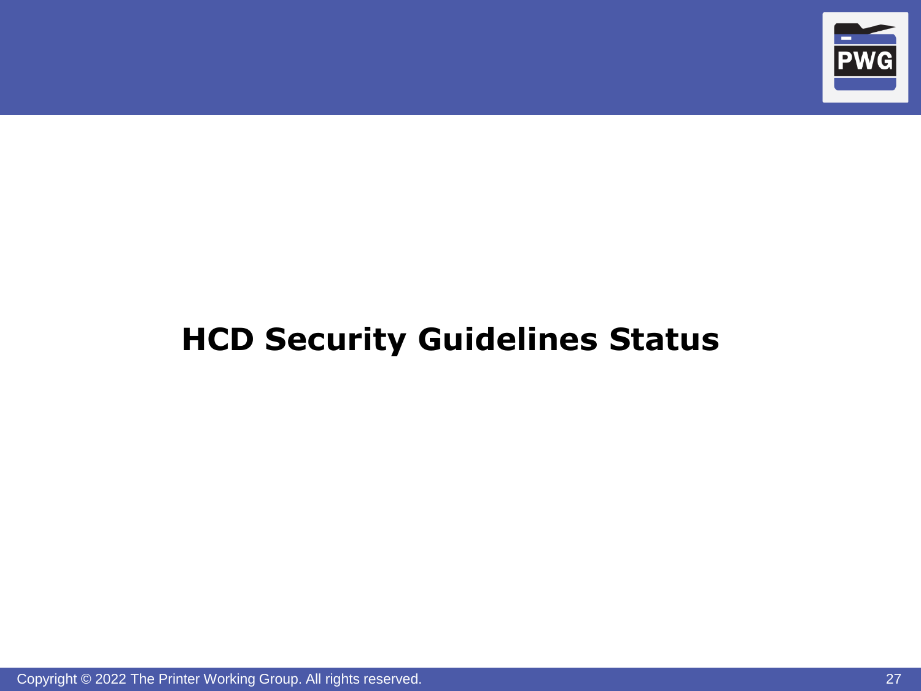# HCD Security Guidelines Status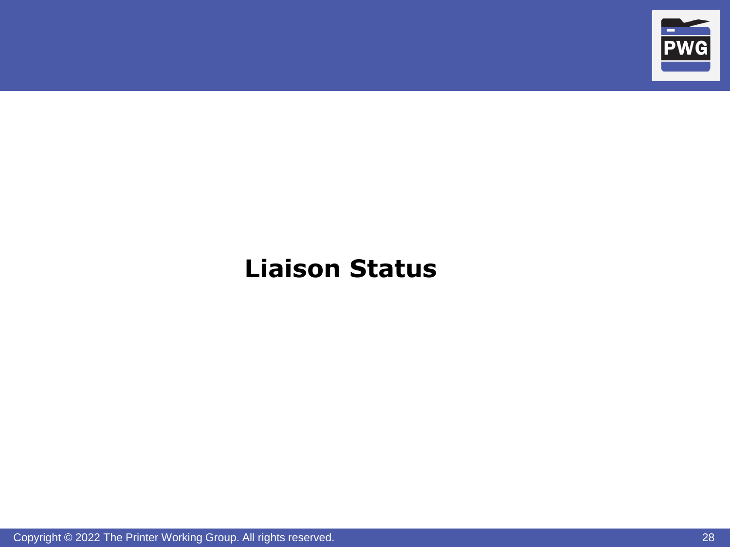# Liaison Status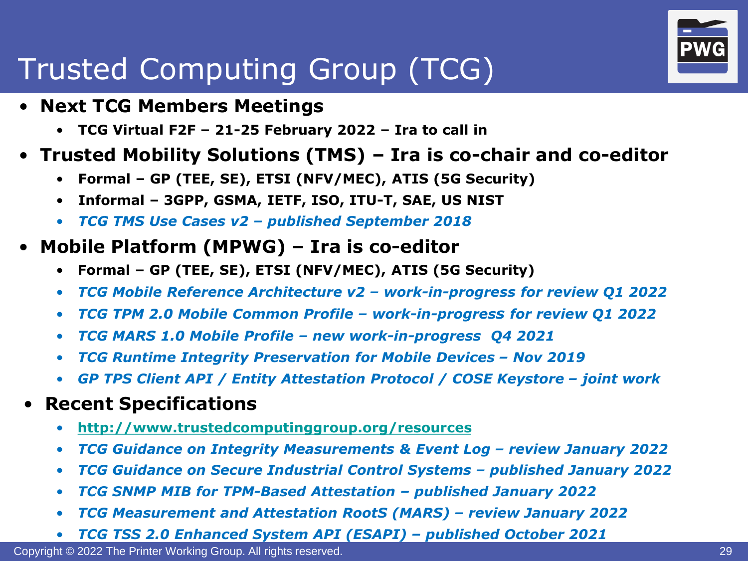# Trusted Computing Group (TCG)

- **Next TCG Members Meetings**
  - **TCG Virtual F2F – 21-25 February 2022 – Ira to call in**
- **Trusted Mobility Solutions (TMS) – Ira is co-chair and co-editor**
  - **Formal – GP (TEE, SE), ETSI (NFV/MEC), ATIS (5G Security)**
  - **Informal – 3GPP, GSMA, IETF, ISO, ITU-T, SAE, US NIST**
  - ***TCG TMS Use Cases v2 – published September 2018***
- **Mobile Platform (MPWG) – Ira is co-editor**
  - **Formal – GP (TEE, SE), ETSI (NFV/MEC), ATIS (5G Security)**
  - ***TCG Mobile Reference Architecture v2 – work-in-progress for review Q1 2022***
  - ***TCG TPM 2.0 Mobile Common Profile – work-in-progress for review Q1 2022***
  - ***TCG MARS 1.0 Mobile Profile – new work-in-progress Q4 2021***
  - ***TCG Runtime Integrity Preservation for Mobile Devices – Nov 2019***
  - ***GP TPS Client API / Entity Attestation Protocol / COSE Keystore – joint work***
- **Recent Specifications**
  - **http://www.trustedcomputinggroup.org/resources**
  - ***TCG Guidance on Integrity Measurements & Event Log – review January 2022***
  - ***TCG Guidance on Secure Industrial Control Systems – published January 2022***
  - ***TCG SNMP MIB for TPM-Based Attestation – published January 2022***
  - ***TCG Measurement and Attestation RootS (MARS) – review January 2022***
  - ***TCG TSS 2.0 Enhanced System API (ESAPI) – published October 2021***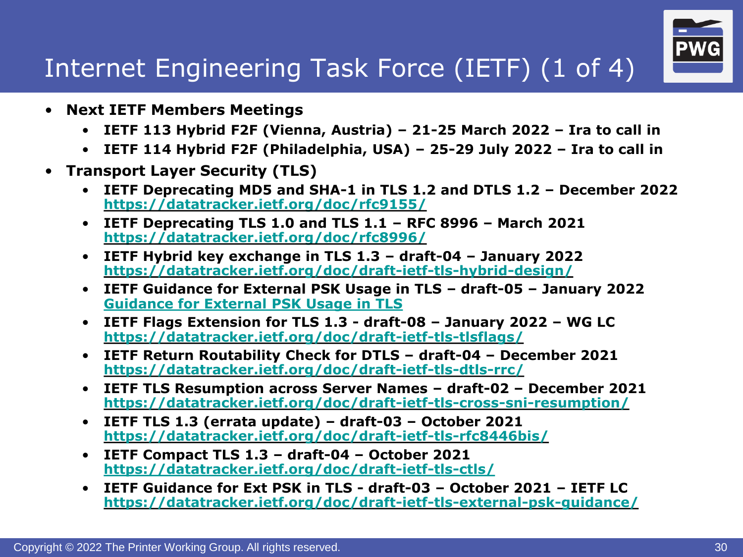# Internet Engineering Task Force (IETF) (1 of 4)

- **Next IETF Members Meetings**
  - **IETF 113 Hybrid F2F (Vienna, Austria) – 21-25 March 2022 – Ira to call in**
  - **IETF 114 Hybrid F2F (Philadelphia, USA) – 25-29 July 2022 – Ira to call in**
- **Transport Layer Security (TLS)**
  - **IETF Deprecating MD5 and SHA-1 in TLS 1.2 and DTLS 1.2 – December 2022**
    **https://datatracker.ietf.org/doc/rfc9155/**
  - **IETF Deprecating TLS 1.0 and TLS 1.1 – RFC 8996 – March 2021**
    **https://datatracker.ietf.org/doc/rfc8996/**
  - **IETF Hybrid key exchange in TLS 1.3 – draft-04 – January 2022**
    **https://datatracker.ietf.org/doc/draft-ietf-tls-hybrid-design/**
  - **IETF Guidance for External PSK Usage in TLS – draft-05 – January 2022**
    **Guidance for External PSK Usage in TLS**
  - **IETF Flags Extension for TLS 1.3 - draft-08 – January 2022 – WG LC**
    **https://datatracker.ietf.org/doc/draft-ietf-tls-tlsflags/**
  - **IETF Return Routability Check for DTLS – draft-04 – December 2021**
    **https://datatracker.ietf.org/doc/draft-ietf-tls-dtls-rrc/**
  - **IETF TLS Resumption across Server Names – draft-02 – December 2021**
    **https://datatracker.ietf.org/doc/draft-ietf-tls-cross-sni-resumption/**
  - **IETF TLS 1.3 (errata update) – draft-03 – October 2021**
    **https://datatracker.ietf.org/doc/draft-ietf-tls-rfc8446bis/**
  - **IETF Compact TLS 1.3 – draft-04 – October 2021**
    **https://datatracker.ietf.org/doc/draft-ietf-tls-ctls/**
  - **IETF Guidance for Ext PSK in TLS - draft-03 – October 2021 – IETF LC**
    **https://datatracker.ietf.org/doc/draft-ietf-tls-external-psk-guidance/**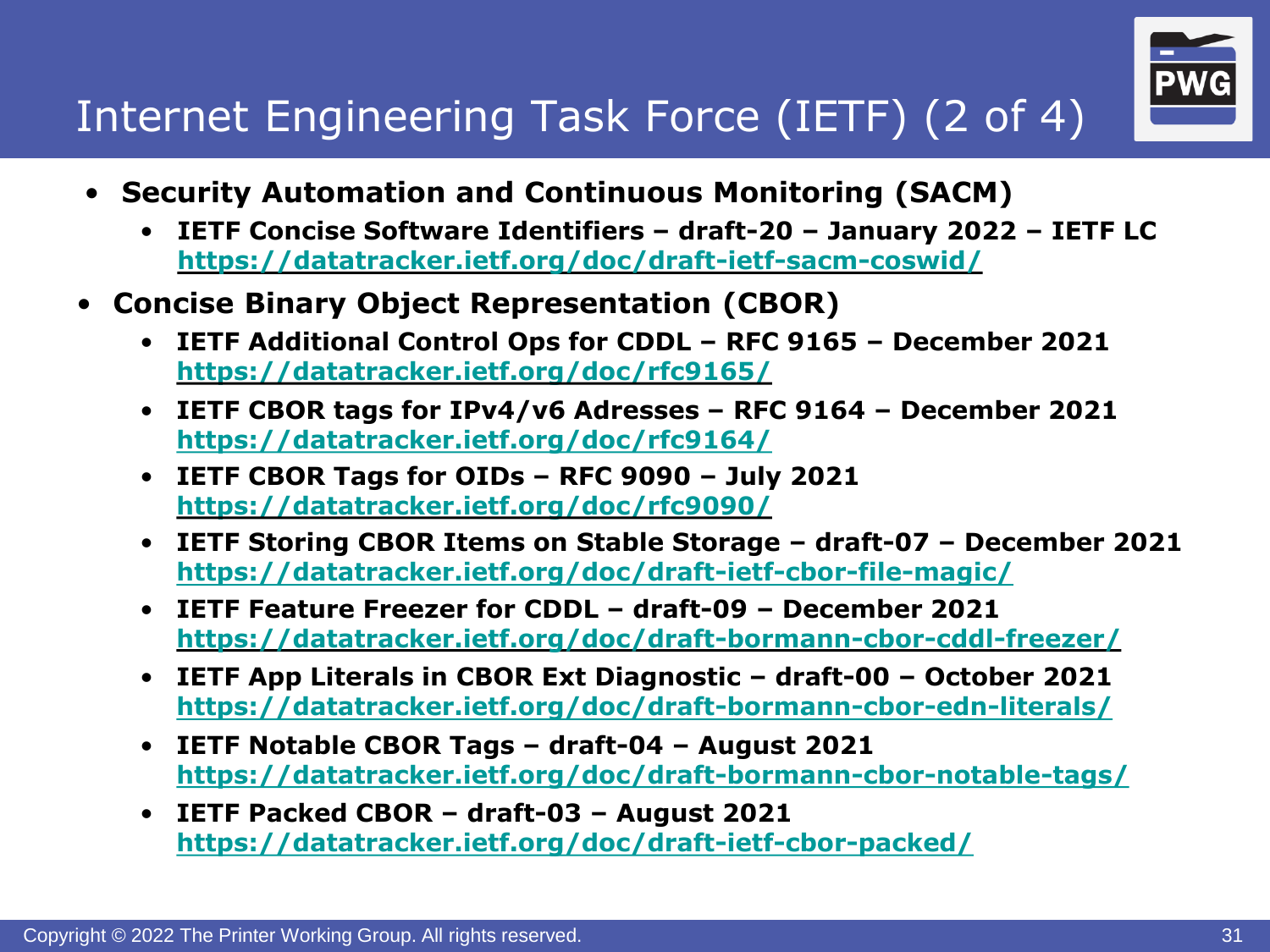# Internet Engineering Task Force (IETF) (2 of 4)

- **Security Automation and Continuous Monitoring (SACM)**
  - **IETF Concise Software Identifiers – draft-20 – January 2022 – IETF LC**
    **https://datatracker.ietf.org/doc/draft-ietf-sacm-coswid/**
- **Concise Binary Object Representation (CBOR)**
  - **IETF Additional Control Ops for CDDL – RFC 9165 – December 2021**
    **https://datatracker.ietf.org/doc/rfc9165/**
  - **IETF CBOR tags for IPv4/v6 Adresses – RFC 9164 – December 2021**
    **https://datatracker.ietf.org/doc/rfc9164/**
  - **IETF CBOR Tags for OIDs – RFC 9090 – July 2021**
    **https://datatracker.ietf.org/doc/rfc9090/**
  - **IETF Storing CBOR Items on Stable Storage – draft-07 – December 2021**
    **https://datatracker.ietf.org/doc/draft-ietf-cbor-file-magic/**
  - **IETF Feature Freezer for CDDL – draft-09 – December 2021**
    **https://datatracker.ietf.org/doc/draft-bormann-cbor-cddl-freezer/**
  - **IETF App Literals in CBOR Ext Diagnostic – draft-00 – October 2021**
    **https://datatracker.ietf.org/doc/draft-bormann-cbor-edn-literals/**
  - **IETF Notable CBOR Tags – draft-04 – August 2021**
    **https://datatracker.ietf.org/doc/draft-bormann-cbor-notable-tags/**
  - **IETF Packed CBOR – draft-03 – August 2021**
    **https://datatracker.ietf.org/doc/draft-ietf-cbor-packed/**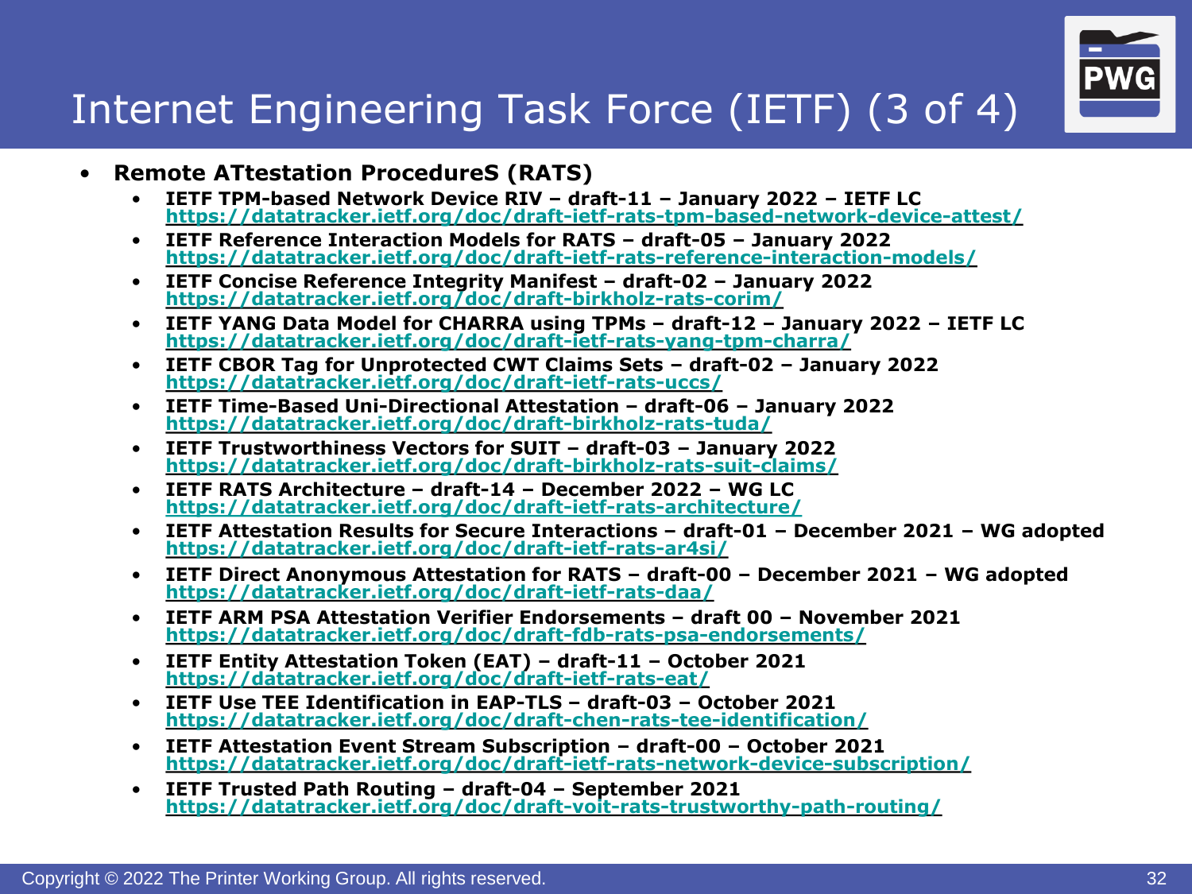# Internet Engineering Task Force (IETF) (3 of 4)

- **Remote ATtestation ProcedureS (RATS)**
  - **IETF TPM-based Network Device RIV – draft-11 – January 2022 – IETF LC**
    **https://datatracker.ietf.org/doc/draft-ietf-rats-tpm-based-network-device-attest/**
  - **IETF Reference Interaction Models for RATS – draft-05 – January 2022**
    **https://datatracker.ietf.org/doc/draft-ietf-rats-reference-interaction-models/**
  - **IETF Concise Reference Integrity Manifest – draft-02 – January 2022**
    **https://datatracker.ietf.org/doc/draft-birkholz-rats-corim/**
  - **IETF YANG Data Model for CHARRA using TPMs – draft-12 – January 2022 – IETF LC**
    **https://datatracker.ietf.org/doc/draft-ietf-rats-yang-tpm-charra/**
  - **IETF CBOR Tag for Unprotected CWT Claims Sets – draft-02 – January 2022**
    **https://datatracker.ietf.org/doc/draft-ietf-rats-uccs/**
  - **IETF Time-Based Uni-Directional Attestation – draft-06 – January 2022**
    **https://datatracker.ietf.org/doc/draft-birkholz-rats-tuda/**
  - **IETF Trustworthiness Vectors for SUIT – draft-03 – January 2022**
    **https://datatracker.ietf.org/doc/draft-birkholz-rats-suit-claims/**
  - **IETF RATS Architecture – draft-14 – December 2022 – WG LC**
    **https://datatracker.ietf.org/doc/draft-ietf-rats-architecture/**
  - **IETF Attestation Results for Secure Interactions – draft-01 – December 2021 – WG adopted**
    **https://datatracker.ietf.org/doc/draft-ietf-rats-ar4si/**
  - **IETF Direct Anonymous Attestation for RATS – draft-00 – December 2021 – WG adopted**
    **https://datatracker.ietf.org/doc/draft-ietf-rats-daa/**
  - **IETF ARM PSA Attestation Verifier Endorsements – draft 00 – November 2021**
    **https://datatracker.ietf.org/doc/draft-fdb-rats-psa-endorsements/**
  - **IETF Entity Attestation Token (EAT) – draft-11 – October 2021**
    **https://datatracker.ietf.org/doc/draft-ietf-rats-eat/**
  - **IETF Use TEE Identification in EAP-TLS – draft-03 – October 2021**
    **https://datatracker.ietf.org/doc/draft-chen-rats-tee-identification/**
  - **IETF Attestation Event Stream Subscription – draft-00 – October 2021**
    **https://datatracker.ietf.org/doc/draft-ietf-rats-network-device-subscription/**
  - **IETF Trusted Path Routing – draft-04 – September 2021**
    **https://datatracker.ietf.org/doc/draft-voit-rats-trustworthy-path-routing/**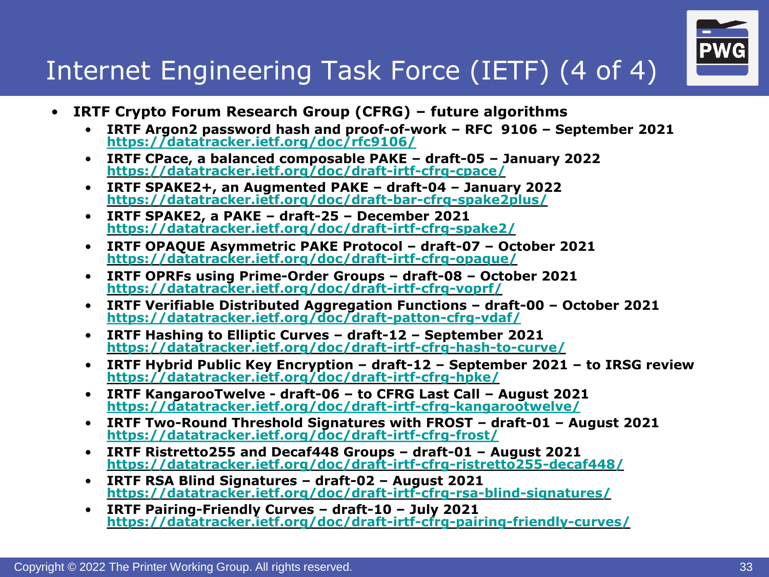# Internet Engineering Task Force (IETF) (4 of 4)

- **IRTF Crypto Forum Research Group (CFRG) – future algorithms**
  - **IRTF Argon2 password hash and proof-of-work – RFC 9106 – September 2021**
    **https://datatracker.ietf.org/doc/rfc9106/**
  - **IRTF CPace, a balanced composable PAKE – draft-05 – January 2022**
    **https://datatracker.ietf.org/doc/draft-irtf-cfrg-cpace/**
  - **IRTF SPAKE2+, an Augmented PAKE – draft-04 – January 2022**
    **https://datatracker.ietf.org/doc/draft-bar-cfrg-spake2plus/**
  - **IRTF SPAKE2, a PAKE – draft-25 – December 2021**
    **https://datatracker.ietf.org/doc/draft-irtf-cfrg-spake2/**
  - **IRTF OPAQUE Asymmetric PAKE Protocol – draft-07 – October 2021**
    **https://datatracker.ietf.org/doc/draft-irtf-cfrg-opaque/**
  - **IRTF OPRFs using Prime-Order Groups – draft-08 – October 2021**
    **https://datatracker.ietf.org/doc/draft-irtf-cfrg-voprf/**
  - **IRTF Verifiable Distributed Aggregation Functions – draft-00 – October 2021**
    **https://datatracker.ietf.org/doc/draft-patton-cfrg-vdaf/**
  - **IRTF Hashing to Elliptic Curves – draft-12 – September 2021**
    **https://datatracker.ietf.org/doc/draft-irtf-cfrg-hash-to-curve/**
  - **IRTF Hybrid Public Key Encryption – draft-12 – September 2021 – to IRSG review**
    **https://datatracker.ietf.org/doc/draft-irtf-cfrg-hpke/**
  - **IRTF KangarooTwelve - draft-06 – to CFRG Last Call – August 2021**
    **https://datatracker.ietf.org/doc/draft-irtf-cfrg-kangarootwelve/**
  - **IRTF Two-Round Threshold Signatures with FROST – draft-01 – August 2021**
    **https://datatracker.ietf.org/doc/draft-irtf-cfrg-frost/**
  - **IRTF Ristretto255 and Decaf448 Groups – draft-01 – August 2021**
    **https://datatracker.ietf.org/doc/draft-irtf-cfrg-ristretto255-decaf448/**
  - **IRTF RSA Blind Signatures – draft-02 – August 2021**
    **https://datatracker.ietf.org/doc/draft-irtf-cfrg-rsa-blind-signatures/**
  - **IRTF Pairing-Friendly Curves – draft-10 – July 2021**
    **https://datatracker.ietf.org/doc/draft-irtf-cfrg-pairing-friendly-curves/**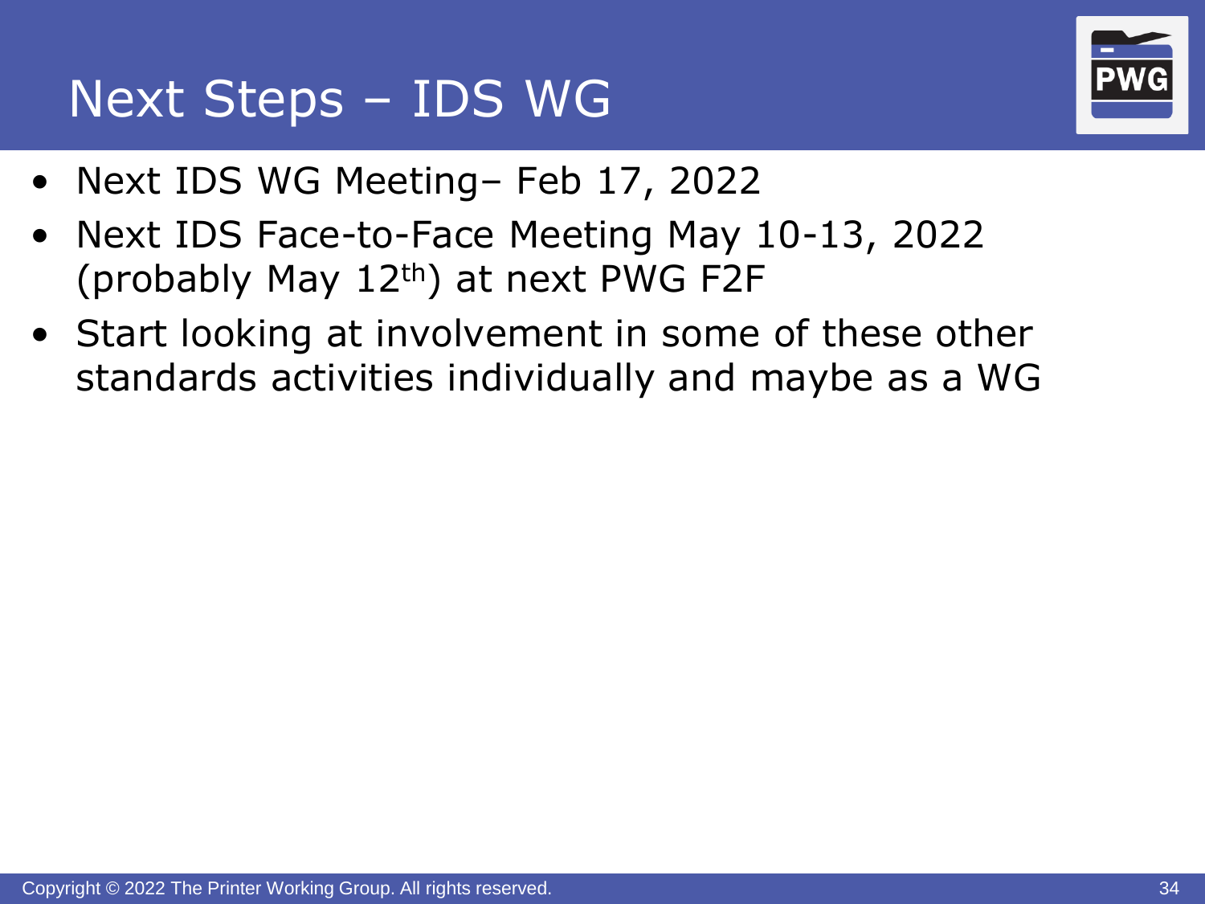# Next Steps – IDS WG

- Next IDS WG Meeting– Feb 17, 2022
- Next IDS Face-to-Face Meeting May 10-13, 2022 (probably May 12th) at next PWG F2F
- Start looking at involvement in some of these other standards activities individually and maybe as a WG